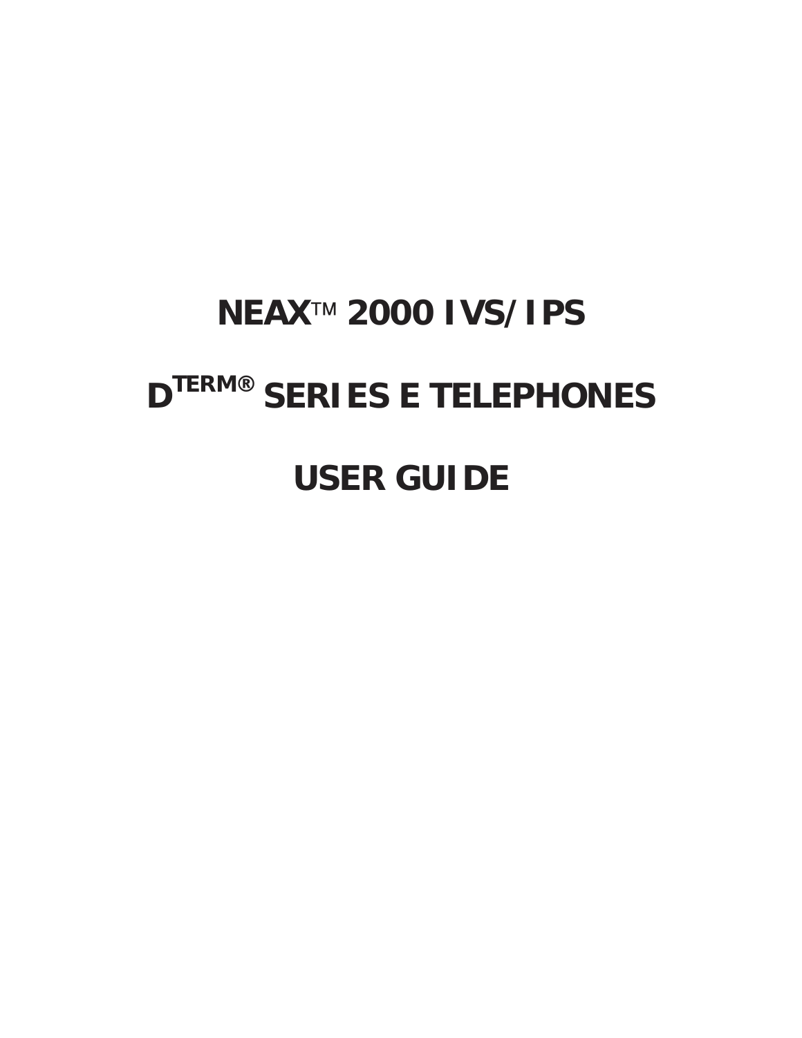# NEAX™ 2000 IVS/IPS

# D[TERM®] SERIES E TELEPHONES

# USER GUIDE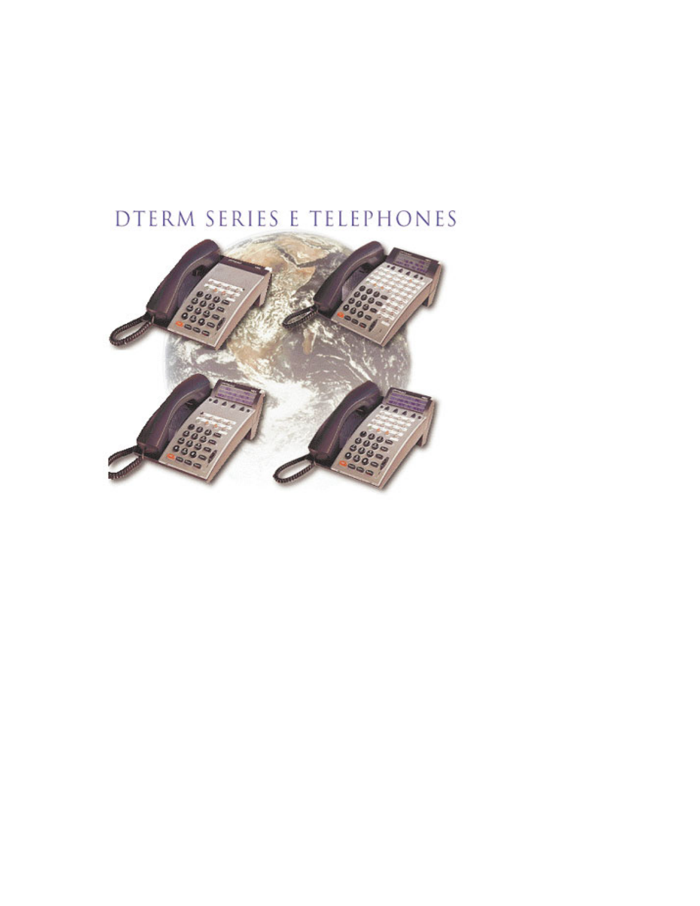# DTERM SERIES E TELEPHONES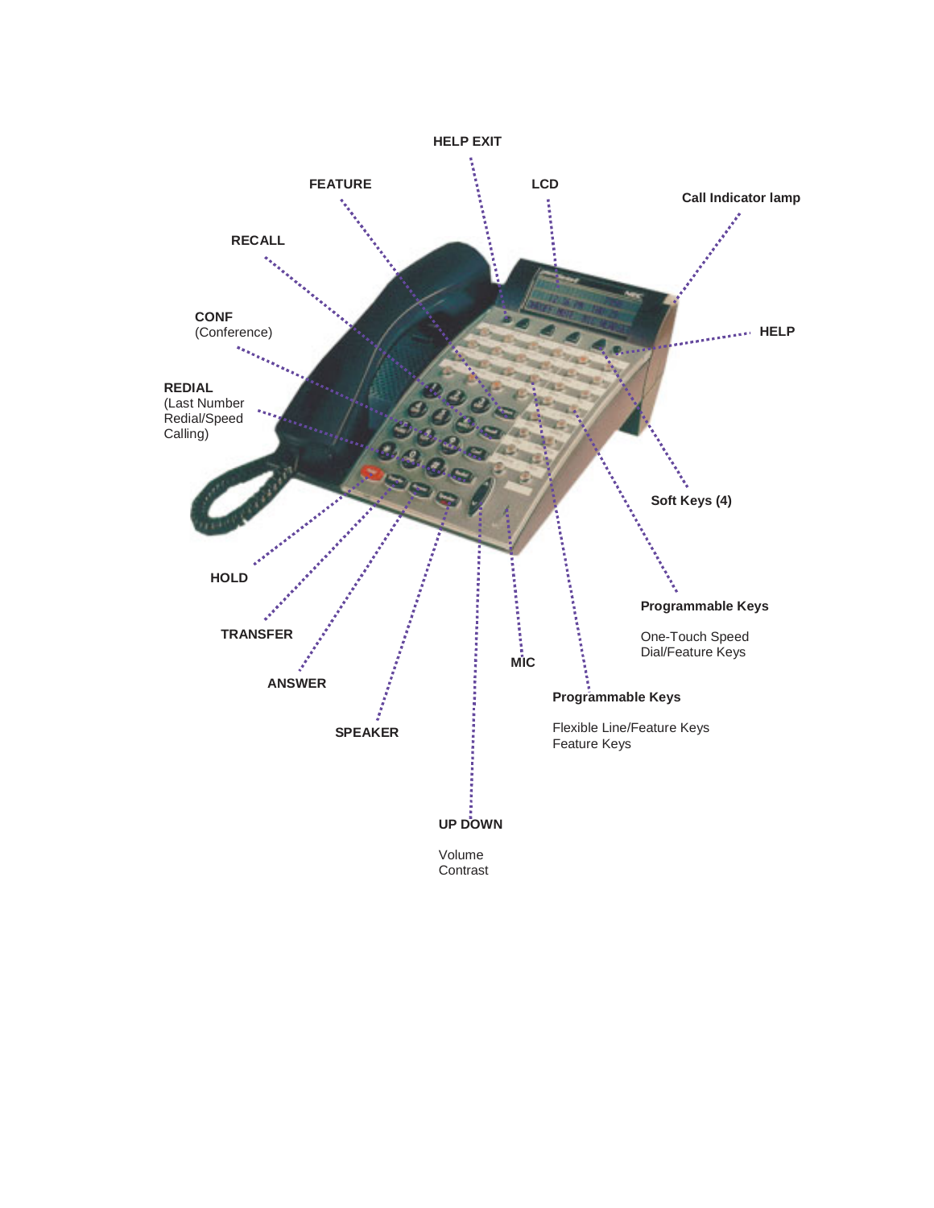HELP EXIT

FEATURE

LCD

Call Indicator lamp

RECALL

CONF (Conference)

HELP

REDIAL (Last Number Redial/Speed Calling)

Soft Keys (4)

HOLD

Programmable Keys

One-Touch Speed Dial/Feature Keys

TRANSFER

MIC

ANSWER

Programmable Keys

Flexible Line/Feature Keys Feature Keys

SPEAKER

UP DOWN

Volume Contrast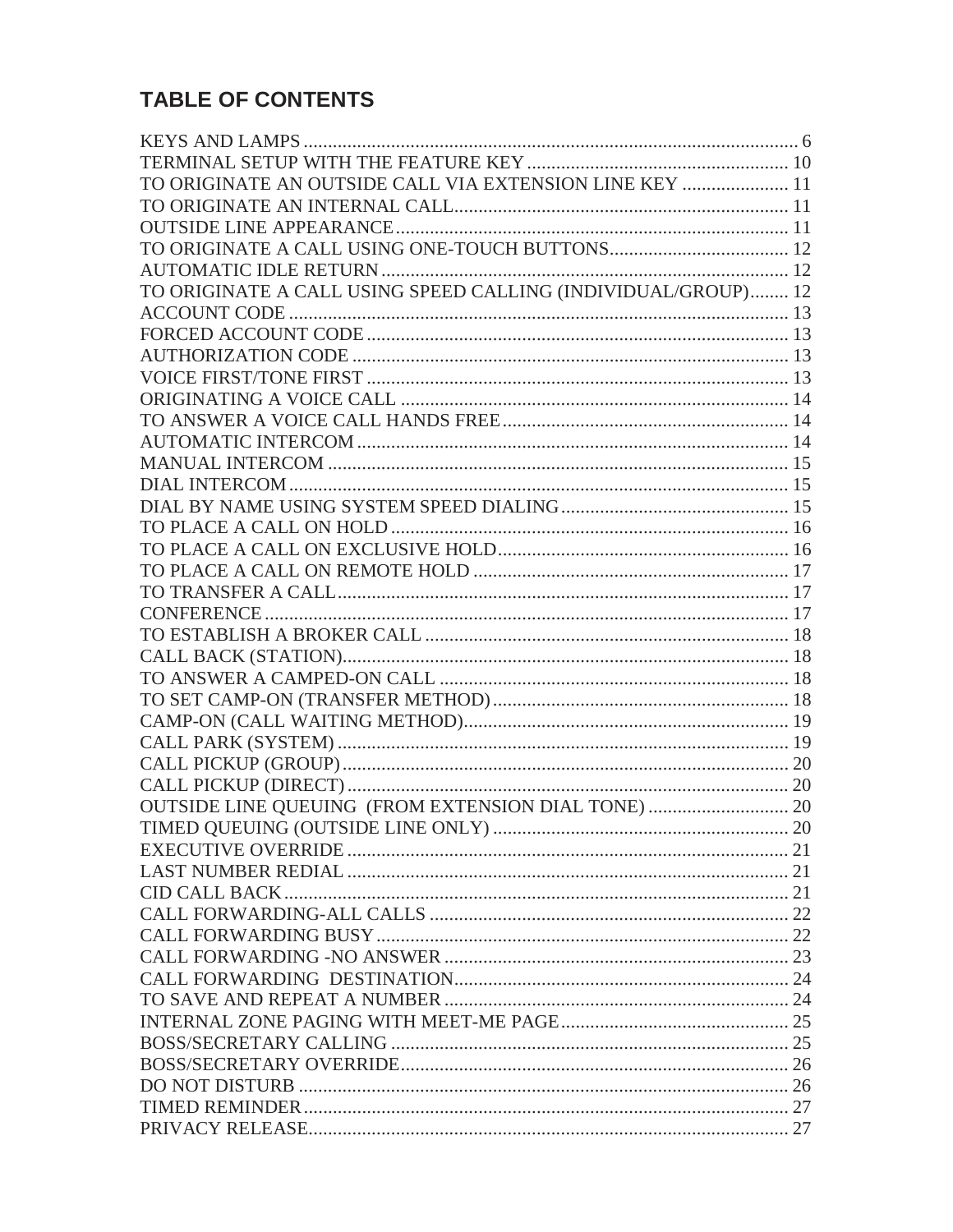## TABLE OF CONTENTS

KEYS AND LAMPS ..................................................... 6
TERMINAL SETUP WITH THE FEATURE KEY ..................................................... 10
TO ORIGINATE AN OUTSIDE CALL VIA EXTENSION LINE KEY ..................... 11
TO ORIGINATE AN INTERNAL CALL..................................................... 11
OUTSIDE LINE APPEARANCE..................................................... 11
TO ORIGINATE A CALL USING ONE-TOUCH BUTTONS..................................... 12
AUTOMATIC IDLE RETURN..................................................... 12
TO ORIGINATE A CALL USING SPEED CALLING (INDIVIDUAL/GROUP)........ 12
ACCOUNT CODE ..................................................... 13
FORCED ACCOUNT CODE..................................................... 13
AUTHORIZATION CODE ..................................................... 13
VOICE FIRST/TONE FIRST ..................................................... 13
ORIGINATING A VOICE CALL ..................................................... 14
TO ANSWER A VOICE CALL HANDS FREE..................................................... 14
AUTOMATIC INTERCOM..................................................... 14
MANUAL INTERCOM ..................................................... 15
DIAL INTERCOM..................................................... 15
DIAL BY NAME USING SYSTEM SPEED DIALING..................................................... 15
TO PLACE A CALL ON HOLD..................................................... 16
TO PLACE A CALL ON EXCLUSIVE HOLD..................................................... 16
TO PLACE A CALL ON REMOTE HOLD ..................................................... 17
TO TRANSFER A CALL..................................................... 17
CONFERENCE..................................................... 17
TO ESTABLISH A BROKER CALL ..................................................... 18
CALL BACK (STATION)..................................................... 18
TO ANSWER A CAMPED-ON CALL ..................................................... 18
TO SET CAMP-ON (TRANSFER METHOD)..................................................... 18
CAMP-ON (CALL WAITING METHOD)..................................................... 19
CALL PARK (SYSTEM)..................................................... 19
CALL PICKUP (GROUP)..................................................... 20
CALL PICKUP (DIRECT)..................................................... 20
OUTSIDE LINE QUEUING (FROM EXTENSION DIAL TONE) ............................ 20
TIMED QUEUING (OUTSIDE LINE ONLY) ..................................................... 20
EXECUTIVE OVERRIDE..................................................... 21
LAST NUMBER REDIAL ..................................................... 21
CID CALL BACK..................................................... 21
CALL FORWARDING-ALL CALLS ..................................................... 22
CALL FORWARDING BUSY..................................................... 22
CALL FORWARDING -NO ANSWER ..................................................... 23
CALL FORWARDING DESTINATION..................................................... 24
TO SAVE AND REPEAT A NUMBER ..................................................... 24
INTERNAL ZONE PAGING WITH MEET-ME PAGE..................................................... 25
BOSS/SECRETARY CALLING ..................................................... 25
BOSS/SECRETARY OVERRIDE..................................................... 26
DO NOT DISTURB ..................................................... 26
TIMED REMINDER..................................................... 27
PRIVACY RELEASE..................................................... 27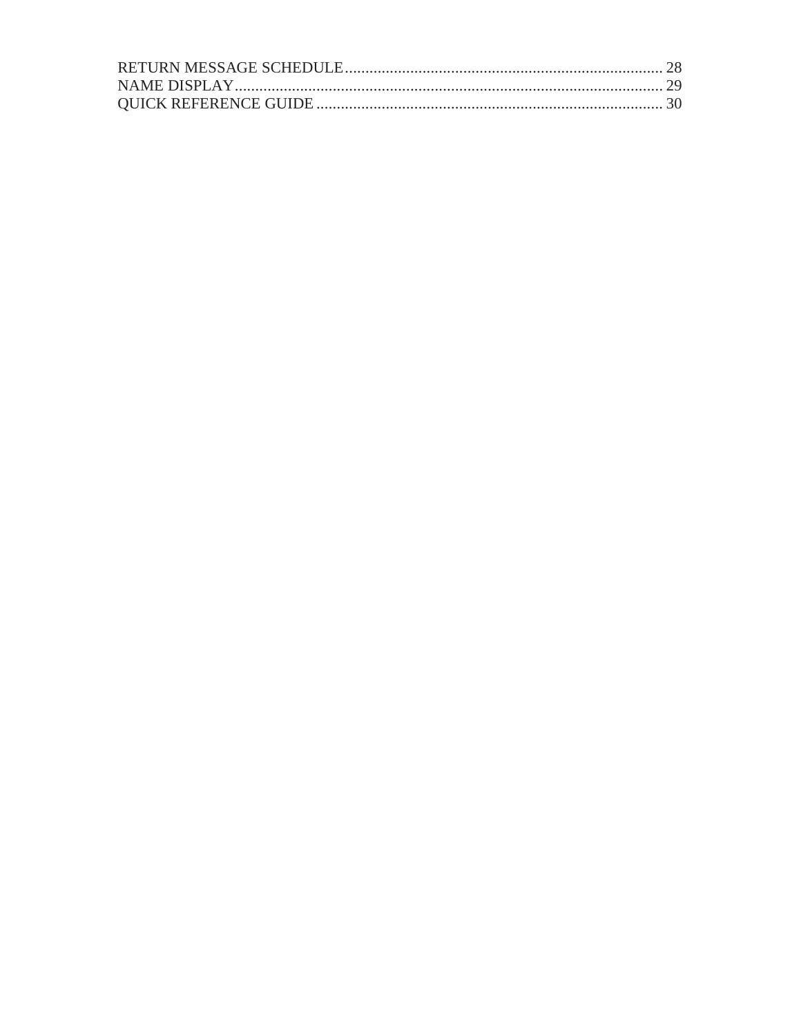RETURN MESSAGE SCHEDULE............................................................................ 28
NAME DISPLAY....................................................................................................... 29
QUICK REFERENCE GUIDE .................................................................................... 30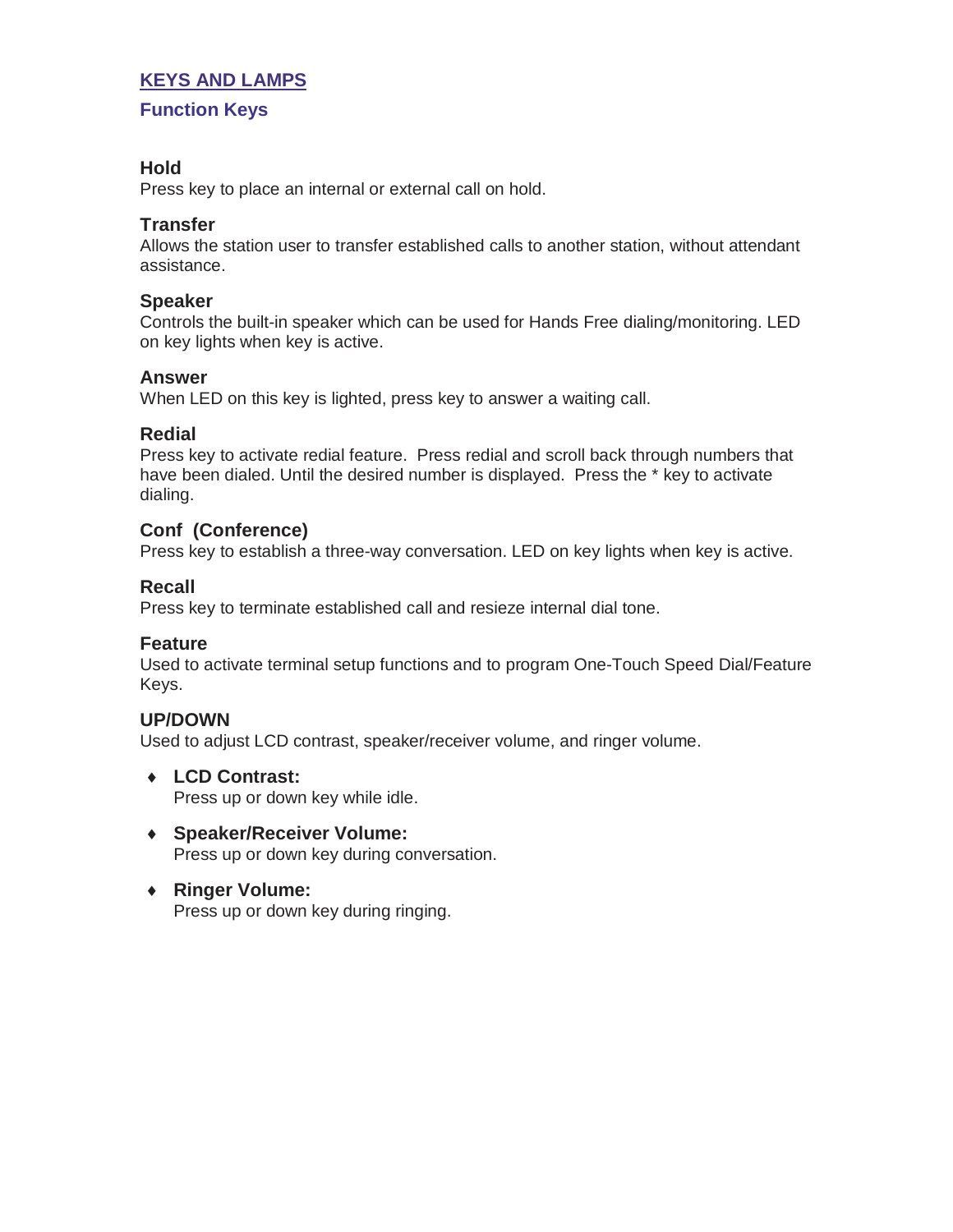## KEYS AND LAMPS

### Function Keys

**Hold**
Press key to place an internal or external call on hold.

**Transfer**
Allows the station user to transfer established calls to another station, without attendant assistance.

**Speaker**
Controls the built-in speaker which can be used for Hands Free dialing/monitoring. LED on key lights when key is active.

**Answer**
When LED on this key is lighted, press key to answer a waiting call.

**Redial**
Press key to activate redial feature. Press redial and scroll back through numbers that have been dialed. Until the desired number is displayed. Press the * key to activate dialing.

**Conf (Conference)**
Press key to establish a three-way conversation. LED on key lights when key is active.

**Recall**
Press key to terminate established call and resieze internal dial tone.

**Feature**
Used to activate terminal setup functions and to program One-Touch Speed Dial/Feature Keys.

**UP/DOWN**
Used to adjust LCD contrast, speaker/receiver volume, and ringer volume.

- **LCD Contrast:**
  Press up or down key while idle.
- **Speaker/Receiver Volume:**
  Press up or down key during conversation.
- **Ringer Volume:**
  Press up or down key during ringing.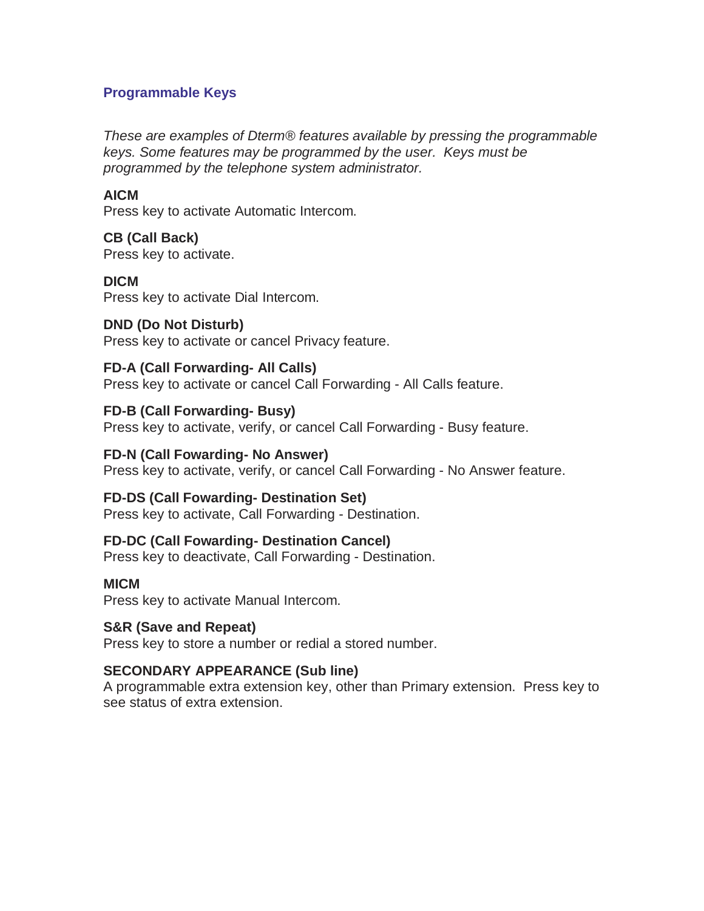## Programmable Keys

*These are examples of Dterm® features available by pressing the programmable keys. Some features may be programmed by the user. Keys must be programmed by the telephone system administrator.*

**AICM**
Press key to activate Automatic Intercom.

**CB (Call Back)**
Press key to activate.

**DICM**
Press key to activate Dial Intercom.

**DND (Do Not Disturb)**
Press key to activate or cancel Privacy feature.

**FD-A (Call Forwarding- All Calls)**
Press key to activate or cancel Call Forwarding - All Calls feature.

**FD-B (Call Forwarding- Busy)**
Press key to activate, verify, or cancel Call Forwarding - Busy feature.

**FD-N (Call Fowarding- No Answer)**
Press key to activate, verify, or cancel Call Forwarding - No Answer feature.

**FD-DS (Call Fowarding- Destination Set)**
Press key to activate, Call Forwarding - Destination.

**FD-DC (Call Fowarding- Destination Cancel)**
Press key to deactivate, Call Forwarding - Destination.

**MICM**
Press key to activate Manual Intercom.

**S&R (Save and Repeat)**
Press key to store a number or redial a stored number.

**SECONDARY APPEARANCE (Sub line)**
A programmable extra extension key, other than Primary extension. Press key to see status of extra extension.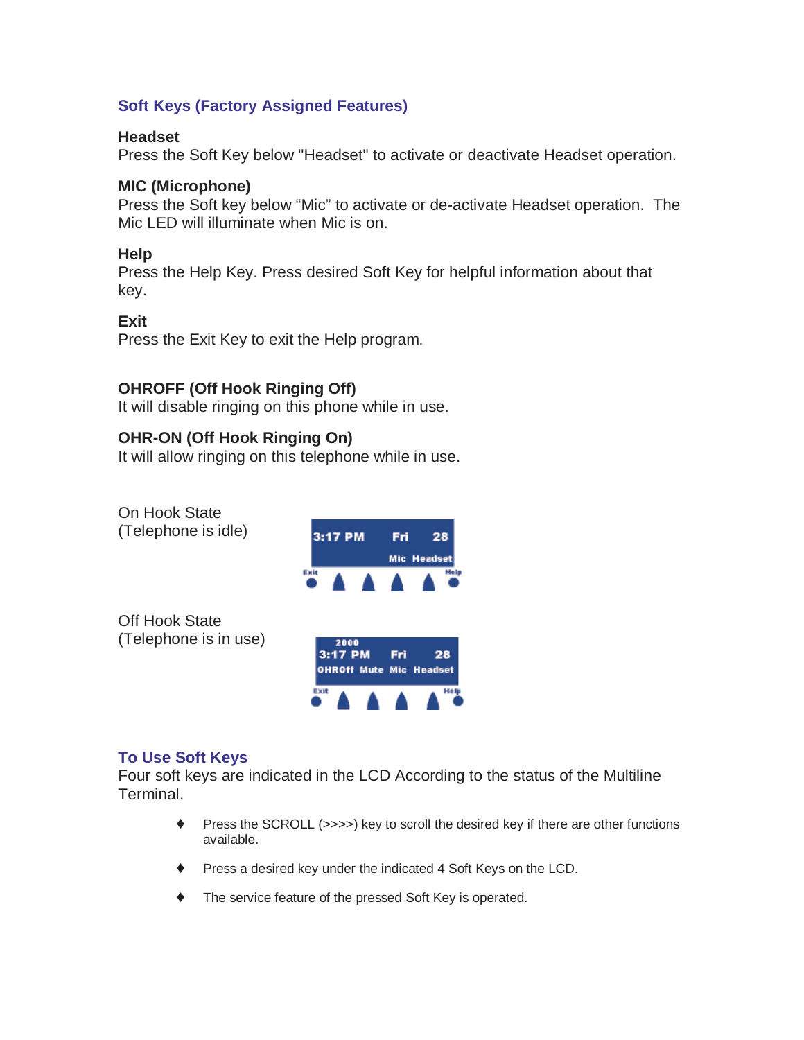## Soft Keys (Factory Assigned Features)

**Headset**
Press the Soft Key below "Headset" to activate or deactivate Headset operation.

**MIC (Microphone)**
Press the Soft key below “Mic” to activate or de-activate Headset operation. The Mic LED will illuminate when Mic is on.

**Help**
Press the Help Key. Press desired Soft Key for helpful information about that key.

**Exit**
Press the Exit Key to exit the Help program.

**OHROFF (Off Hook Ringing Off)**
It will disable ringing on this phone while in use.

**OHR-ON (Off Hook Ringing On)**
It will allow ringing on this telephone while in use.

On Hook State
(Telephone is idle)

Off Hook State
(Telephone is in use)

## To Use Soft Keys

Four soft keys are indicated in the LCD According to the status of the Multiline Terminal.

- Press the SCROLL (>>>>) key to scroll the desired key if there are other functions available.
- Press a desired key under the indicated 4 Soft Keys on the LCD.
- The service feature of the pressed Soft Key is operated.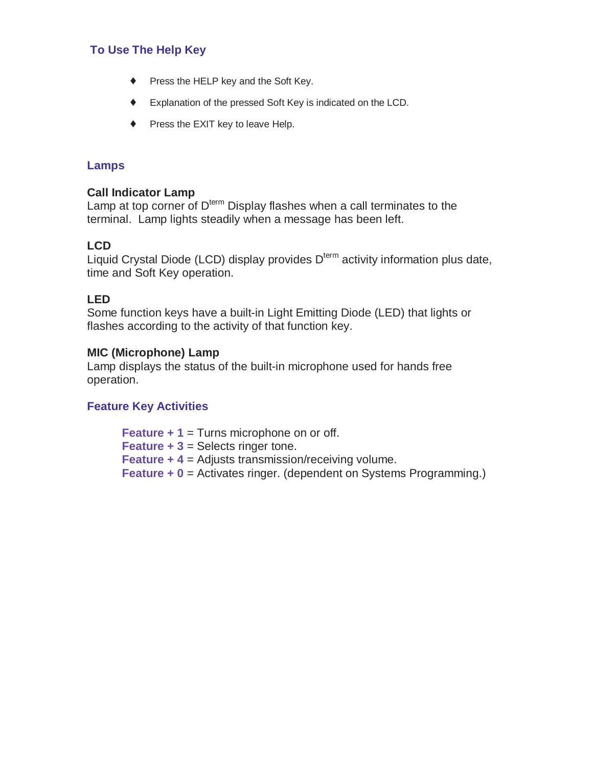## To Use The Help Key

- Press the HELP key and the Soft Key.
- Explanation of the pressed Soft Key is indicated on the LCD.
- Press the EXIT key to leave Help.

## Lamps

**Call Indicator Lamp**
Lamp at top corner of D$^{term}$ Display flashes when a call terminates to the terminal. Lamp lights steadily when a message has been left.

**LCD**
Liquid Crystal Diode (LCD) display provides D$^{term}$ activity information plus date, time and Soft Key operation.

**LED**
Some function keys have a built-in Light Emitting Diode (LED) that lights or flashes according to the activity of that function key.

**MIC (Microphone) Lamp**
Lamp displays the status of the built-in microphone used for hands free operation.

## Feature Key Activities

**Feature + 1** = Turns microphone on or off.
**Feature + 3** = Selects ringer tone.
**Feature + 4** = Adjusts transmission/receiving volume.
**Feature + 0** = Activates ringer. (dependent on Systems Programming.)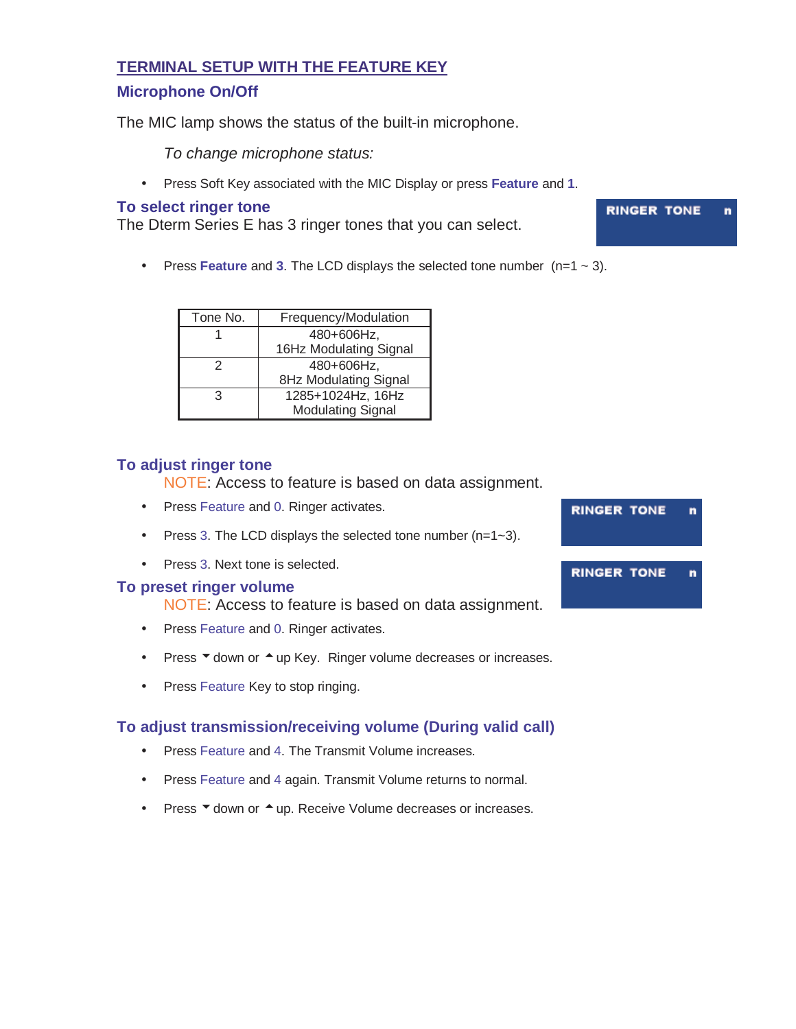## TERMINAL SETUP WITH THE FEATURE KEY

### Microphone On/Off

The MIC lamp shows the status of the built-in microphone.

*To change microphone status:*

- Press Soft Key associated with the MIC Display or press **Feature** and **1**.

### To select ringer tone

The Dterm Series E has 3 ringer tones that you can select.

RINGER TONE n

- Press **Feature** and **3**. The LCD displays the selected tone number (n=1 ~ 3).

| Tone No. | Frequency/Modulation |
|---|---|
| 1 | 480+606Hz, 16Hz Modulating Signal |
| 2 | 480+606Hz, 8Hz Modulating Signal |
| 3 | 1285+1024Hz, 16Hz Modulating Signal |

### To adjust ringer tone

NOTE: Access to feature is based on data assignment.

- Press Feature and 0. Ringer activates.
- Press 3. The LCD displays the selected tone number (n=1~3).
- Press 3. Next tone is selected.

RINGER TONE n

RINGER TONE n

### To preset ringer volume

NOTE: Access to feature is based on data assignment.

- Press Feature and 0. Ringer activates.
- Press ▼ down or ▲ up Key. Ringer volume decreases or increases.
- Press Feature Key to stop ringing.

### To adjust transmission/receiving volume (During valid call)

- Press Feature and 4. The Transmit Volume increases.
- Press Feature and 4 again. Transmit Volume returns to normal.
- Press ▼ down or ▲ up. Receive Volume decreases or increases.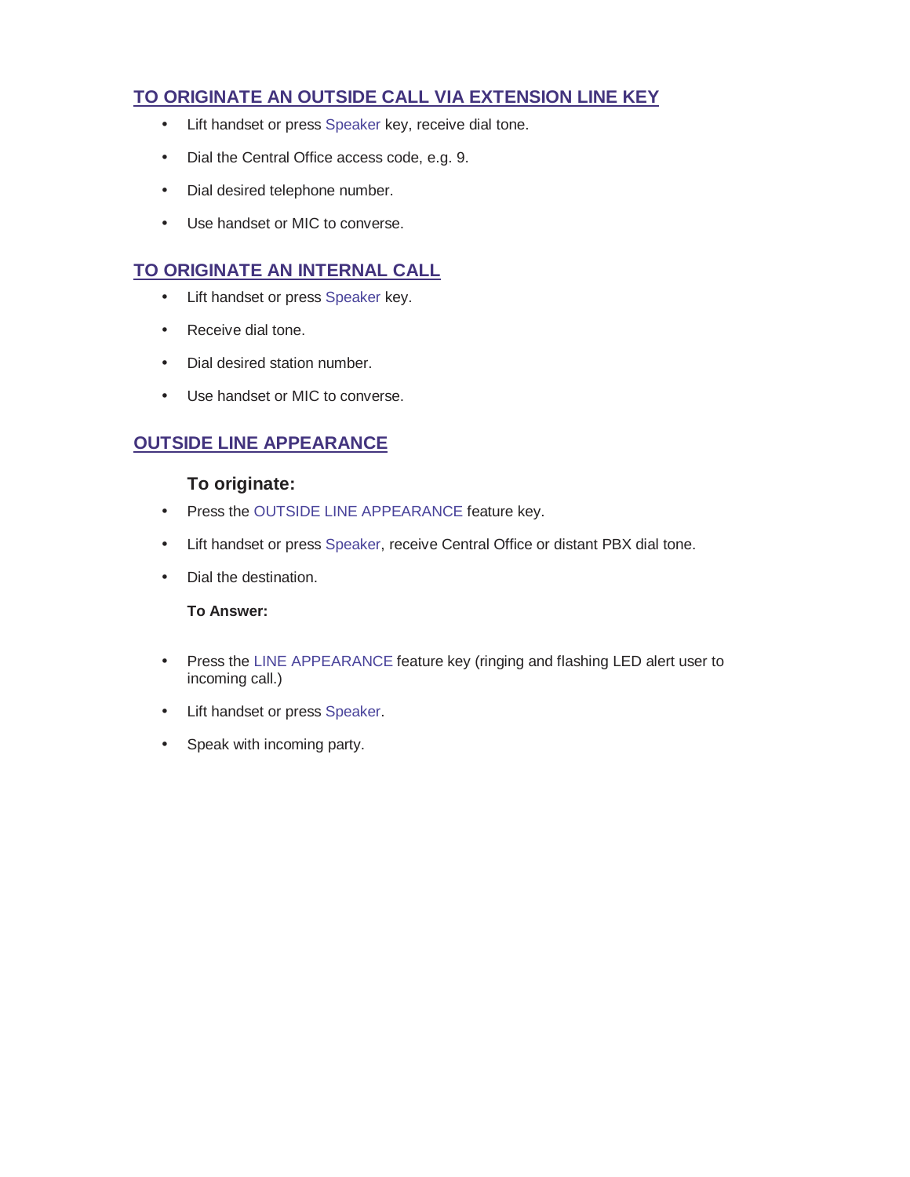## TO ORIGINATE AN OUTSIDE CALL VIA EXTENSION LINE KEY

- Lift handset or press Speaker key, receive dial tone.
- Dial the Central Office access code, e.g. 9.
- Dial desired telephone number.
- Use handset or MIC to converse.

## TO ORIGINATE AN INTERNAL CALL

- Lift handset or press Speaker key.
- Receive dial tone.
- Dial desired station number.
- Use handset or MIC to converse.

## OUTSIDE LINE APPEARANCE

### To originate:

- Press the OUTSIDE LINE APPEARANCE feature key.
- Lift handset or press Speaker, receive Central Office or distant PBX dial tone.
- Dial the destination.

**To Answer:**

- Press the LINE APPEARANCE feature key (ringing and flashing LED alert user to incoming call.)
- Lift handset or press Speaker.
- Speak with incoming party.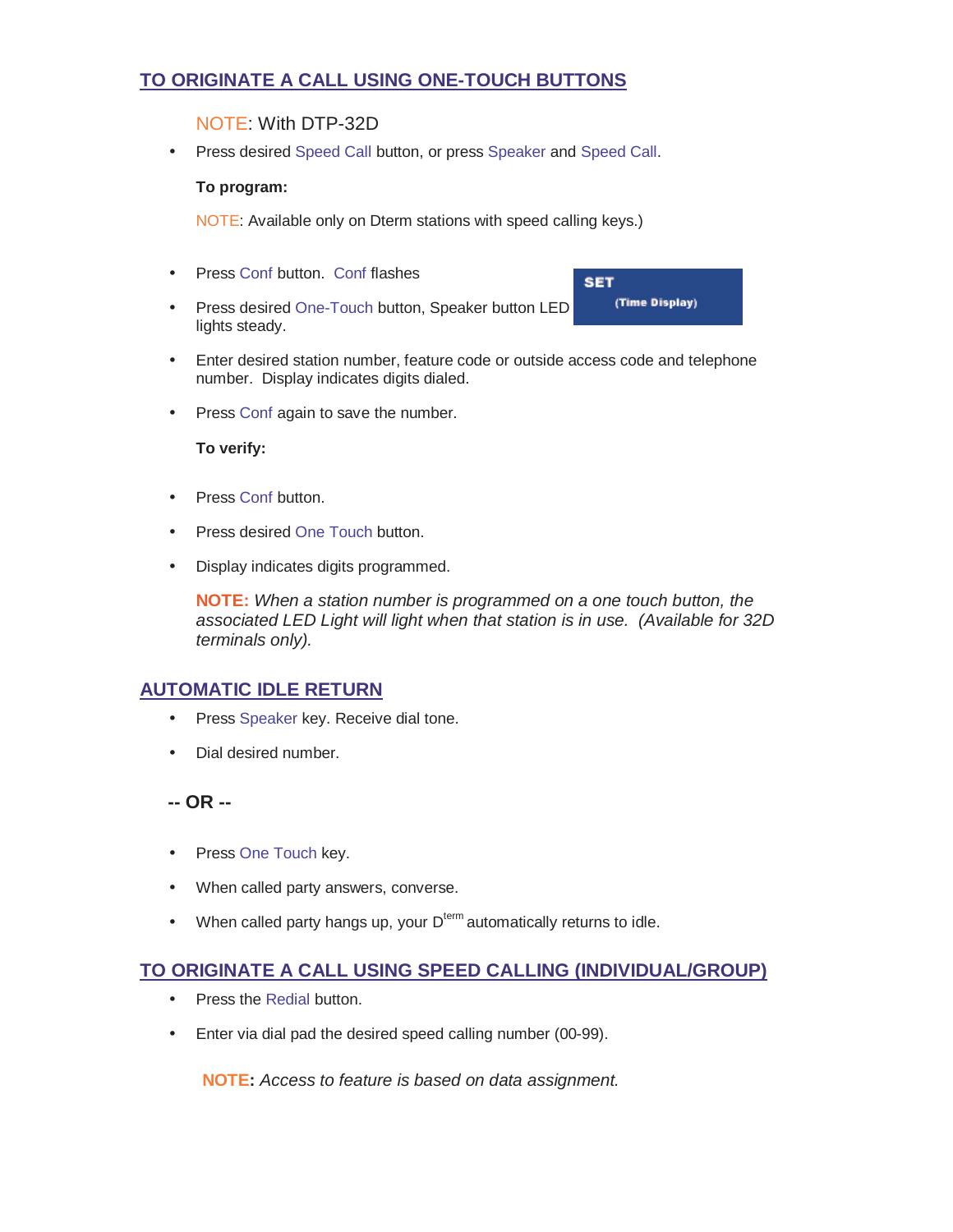## TO ORIGINATE A CALL USING ONE-TOUCH BUTTONS

NOTE: With DTP-32D

- Press desired Speed Call button, or press Speaker and Speed Call.

**To program:**

NOTE: Available only on Dterm stations with speed calling keys.)

- Press Conf button. Conf flashes
- Press desired One-Touch button, Speaker button LED lights steady.

SET
(Time Display)

- Enter desired station number, feature code or outside access code and telephone number. Display indicates digits dialed.
- Press Conf again to save the number.

**To verify:**

- Press Conf button.
- Press desired One Touch button.
- Display indicates digits programmed.

**NOTE:** *When a station number is programmed on a one touch button, the associated LED Light will light when that station is in use. (Available for 32D terminals only).*

## AUTOMATIC IDLE RETURN

- Press Speaker key. Receive dial tone.
- Dial desired number.

**-- OR --**

- Press One Touch key.
- When called party answers, converse.
- When called party hangs up, your D[term] automatically returns to idle.

## TO ORIGINATE A CALL USING SPEED CALLING (INDIVIDUAL/GROUP)

- Press the Redial button.
- Enter via dial pad the desired speed calling number (00-99).

**NOTE:** *Access to feature is based on data assignment.*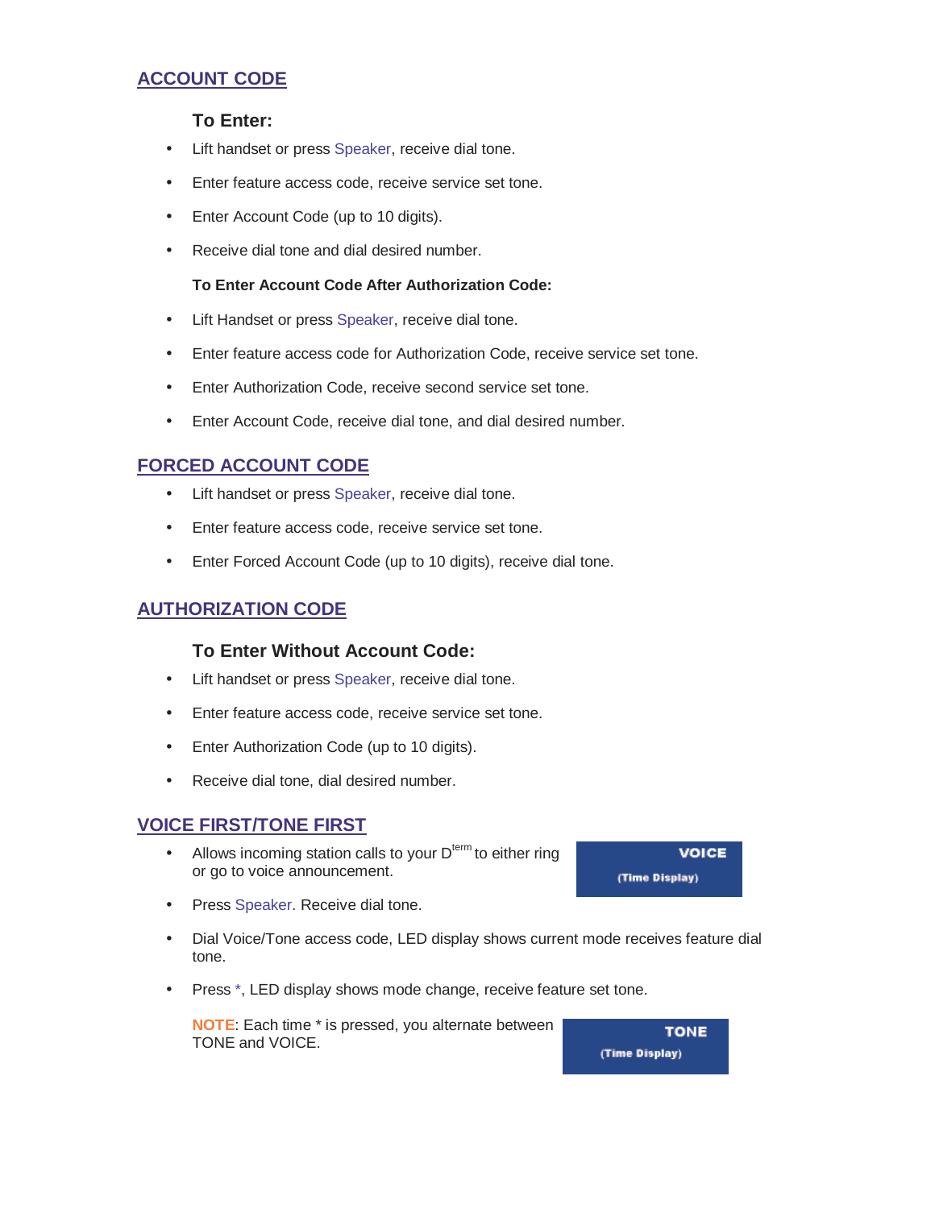## ACCOUNT CODE

### To Enter:

- Lift handset or press Speaker, receive dial tone.
- Enter feature access code, receive service set tone.
- Enter Account Code (up to 10 digits).
- Receive dial tone and dial desired number.

**To Enter Account Code After Authorization Code:**

- Lift Handset or press Speaker, receive dial tone.
- Enter feature access code for Authorization Code, receive service set tone.
- Enter Authorization Code, receive second service set tone.
- Enter Account Code, receive dial tone, and dial desired number.

## FORCED ACCOUNT CODE

- Lift handset or press Speaker, receive dial tone.
- Enter feature access code, receive service set tone.
- Enter Forced Account Code (up to 10 digits), receive dial tone.

## AUTHORIZATION CODE

### To Enter Without Account Code:

- Lift handset or press Speaker, receive dial tone.
- Enter feature access code, receive service set tone.
- Enter Authorization Code (up to 10 digits).
- Receive dial tone, dial desired number.

## VOICE FIRST/TONE FIRST

- Allows incoming station calls to your D[term] to either ring or go to voice announcement.

VOICE
(Time Display)

- Press Speaker. Receive dial tone.
- Dial Voice/Tone access code, LED display shows current mode receives feature dial tone.
- Press *, LED display shows mode change, receive feature set tone.

NOTE: Each time * is pressed, you alternate between TONE and VOICE.

TONE
(Time Display)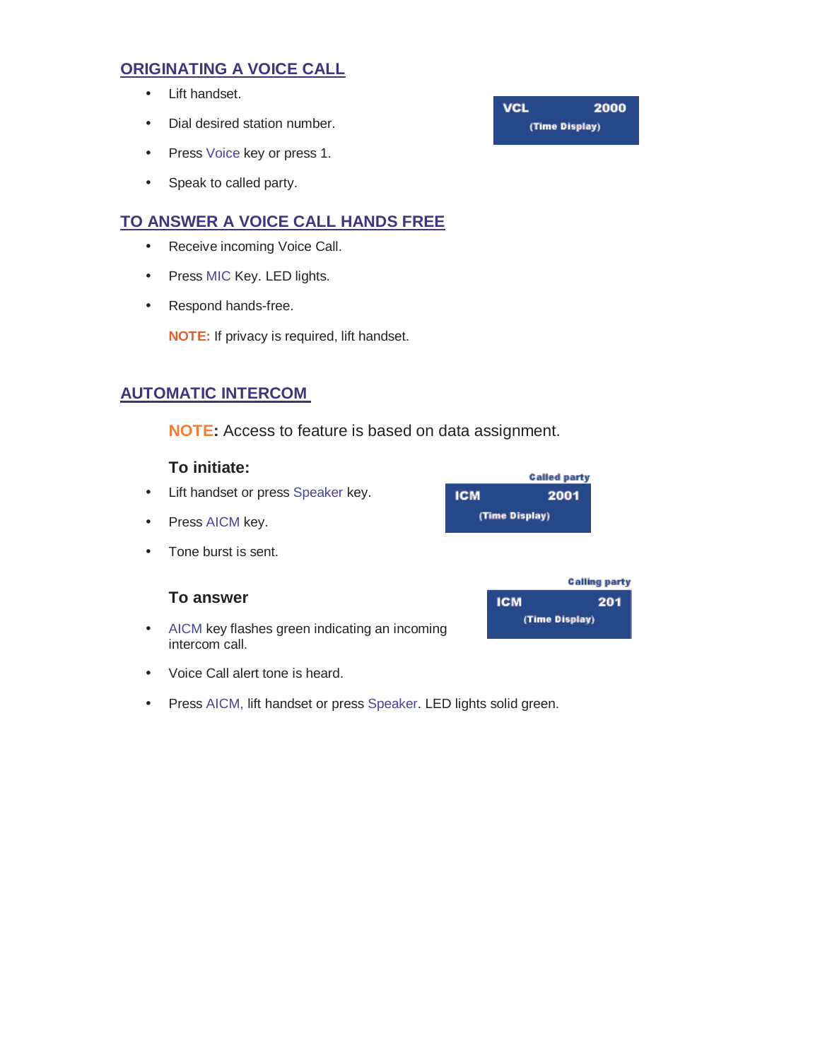## ORIGINATING A VOICE CALL

- Lift handset.
- Dial desired station number.
- Press Voice key or press 1.
- Speak to called party.

VCL 2000
(Time Display)

## TO ANSWER A VOICE CALL HANDS FREE

- Receive incoming Voice Call.
- Press MIC Key. LED lights.
- Respond hands-free.

**NOTE:** If privacy is required, lift handset.

## AUTOMATIC INTERCOM

**NOTE:** Access to feature is based on data assignment.

### To initiate:

- Lift handset or press Speaker key.
- Press AICM key.
- Tone burst is sent.

Called party
ICM 2001
(Time Display)

### To answer

- AICM key flashes green indicating an incoming intercom call.
- Voice Call alert tone is heard.
- Press AICM, lift handset or press Speaker. LED lights solid green.

Calling party
ICM 201
(Time Display)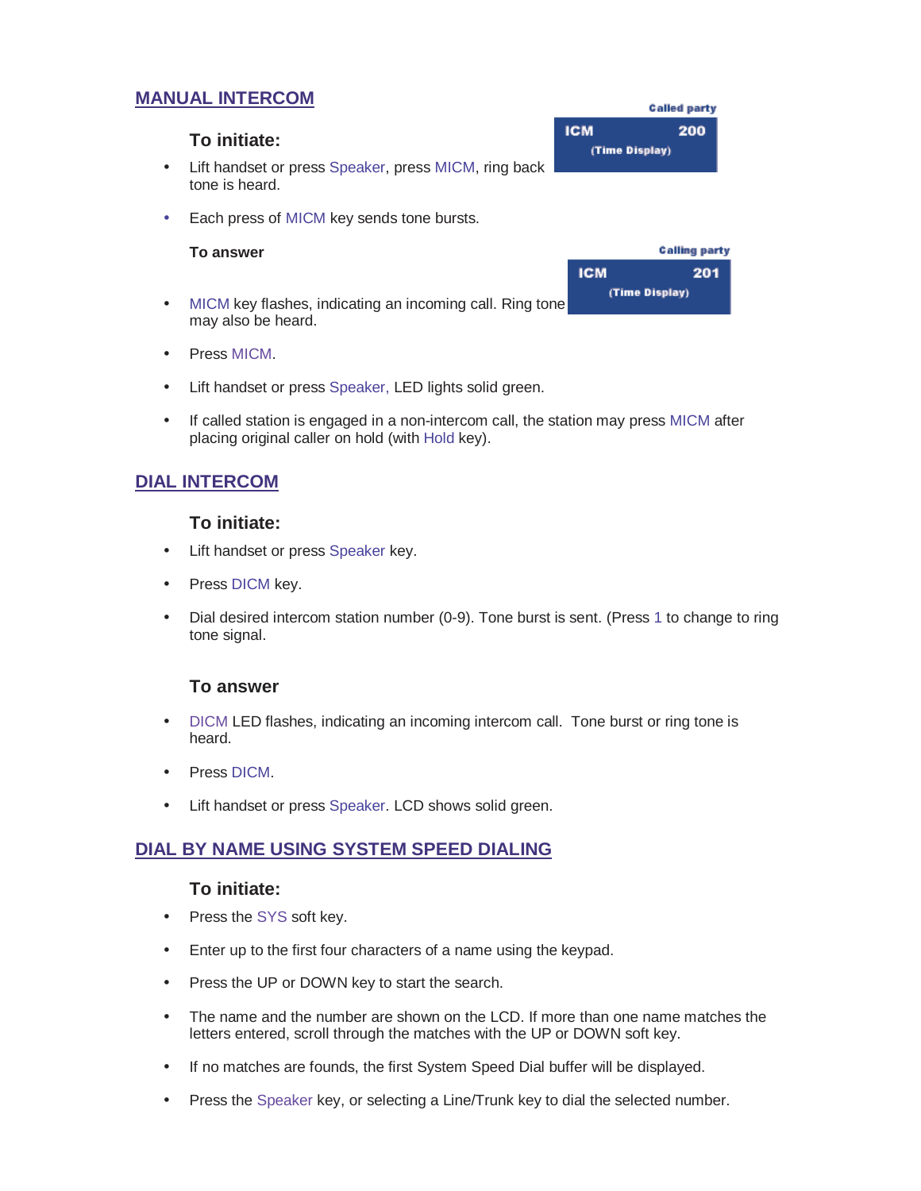## MANUAL INTERCOM

Called party

ICM 200
(Time Display)

### To initiate:

- Lift handset or press Speaker, press MICM, ring back tone is heard.
- Each press of MICM key sends tone bursts.

**To answer**

Calling party

ICM 201
(Time Display)

- MICM key flashes, indicating an incoming call. Ring tone may also be heard.
- Press MICM.
- Lift handset or press Speaker, LED lights solid green.
- If called station is engaged in a non-intercom call, the station may press MICM after placing original caller on hold (with Hold key).

## DIAL INTERCOM

### To initiate:

- Lift handset or press Speaker key.
- Press DICM key.
- Dial desired intercom station number (0-9). Tone burst is sent. (Press 1 to change to ring tone signal.

### To answer

- DICM LED flashes, indicating an incoming intercom call. Tone burst or ring tone is heard.
- Press DICM.
- Lift handset or press Speaker. LCD shows solid green.

## DIAL BY NAME USING SYSTEM SPEED DIALING

### To initiate:

- Press the SYS soft key.
- Enter up to the first four characters of a name using the keypad.
- Press the UP or DOWN key to start the search.
- The name and the number are shown on the LCD. If more than one name matches the letters entered, scroll through the matches with the UP or DOWN soft key.
- If no matches are founds, the first System Speed Dial buffer will be displayed.
- Press the Speaker key, or selecting a Line/Trunk key to dial the selected number.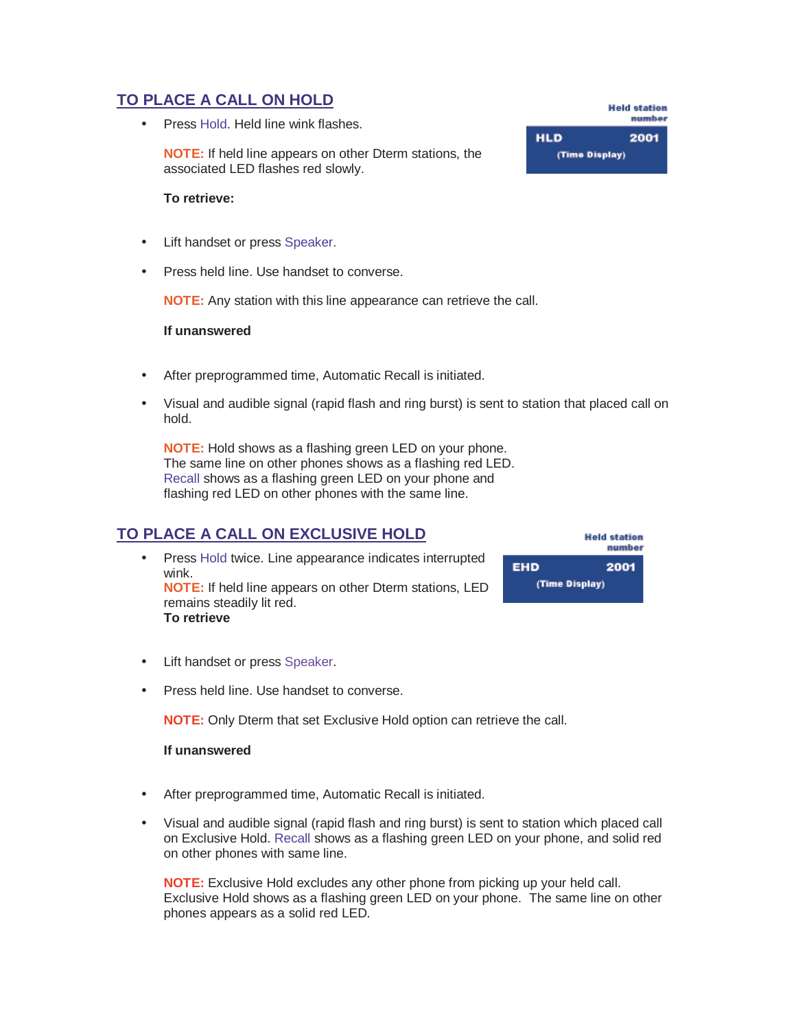## TO PLACE A CALL ON HOLD

- Press Hold. Held line wink flashes.

  **NOTE:** If held line appears on other Dterm stations, the associated LED flashes red slowly.

Held station number

HLD 2001
(Time Display)

**To retrieve:**

- Lift handset or press Speaker.
- Press held line. Use handset to converse.

  **NOTE:** Any station with this line appearance can retrieve the call.

**If unanswered**

- After preprogrammed time, Automatic Recall is initiated.
- Visual and audible signal (rapid flash and ring burst) is sent to station that placed call on hold.

  **NOTE:** Hold shows as a flashing green LED on your phone. The same line on other phones shows as a flashing red LED. Recall shows as a flashing green LED on your phone and flashing red LED on other phones with the same line.

## TO PLACE A CALL ON EXCLUSIVE HOLD

- Press Hold twice. Line appearance indicates interrupted wink.
  **NOTE:** If held line appears on other Dterm stations, LED remains steadily lit red.
  **To retrieve**

Held station number

EHD 2001
(Time Display)

- Lift handset or press Speaker.
- Press held line. Use handset to converse.

  **NOTE:** Only Dterm that set Exclusive Hold option can retrieve the call.

**If unanswered**

- After preprogrammed time, Automatic Recall is initiated.
- Visual and audible signal (rapid flash and ring burst) is sent to station which placed call on Exclusive Hold. Recall shows as a flashing green LED on your phone, and solid red on other phones with same line.

  **NOTE:** Exclusive Hold excludes any other phone from picking up your held call. Exclusive Hold shows as a flashing green LED on your phone. The same line on other phones appears as a solid red LED.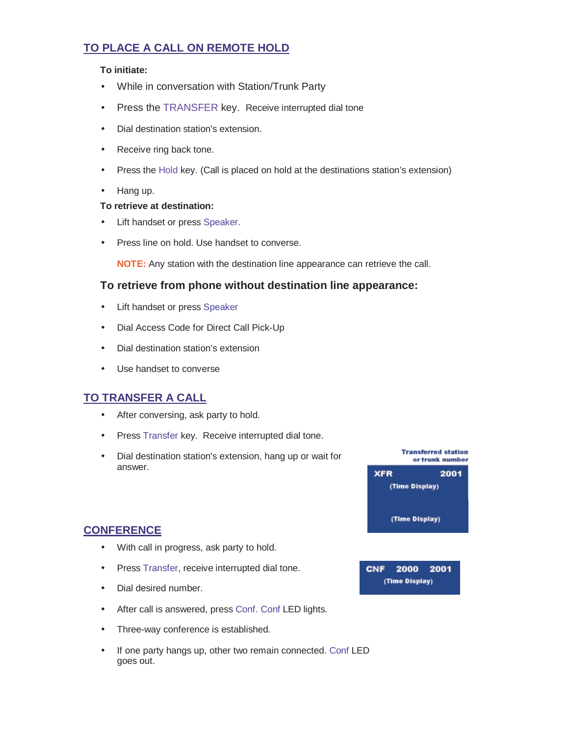## TO PLACE A CALL ON REMOTE HOLD

**To initiate:**

- While in conversation with Station/Trunk Party
- Press the TRANSFER key. Receive interrupted dial tone
- Dial destination station's extension.
- Receive ring back tone.
- Press the Hold key. (Call is placed on hold at the destinations station's extension)
- Hang up.

**To retrieve at destination:**

- Lift handset or press Speaker.
- Press line on hold. Use handset to converse.

  **NOTE:** Any station with the destination line appearance can retrieve the call.

### To retrieve from phone without destination line appearance:

- Lift handset or press Speaker
- Dial Access Code for Direct Call Pick-Up
- Dial destination station's extension
- Use handset to converse

## TO TRANSFER A CALL

- After conversing, ask party to hold.
- Press Transfer key. Receive interrupted dial tone.
- Dial destination station's extension, hang up or wait for answer.

Transferred station or trunk number

XFR 2001
(Time Display)

(Time Display)

## CONFERENCE

- With call in progress, ask party to hold.
- Press Transfer, receive interrupted dial tone.
- Dial desired number.
- After call is answered, press Conf. Conf LED lights.
- Three-way conference is established.
- If one party hangs up, other two remain connected. Conf LED goes out.

CNF 2000 2001
(Time Display)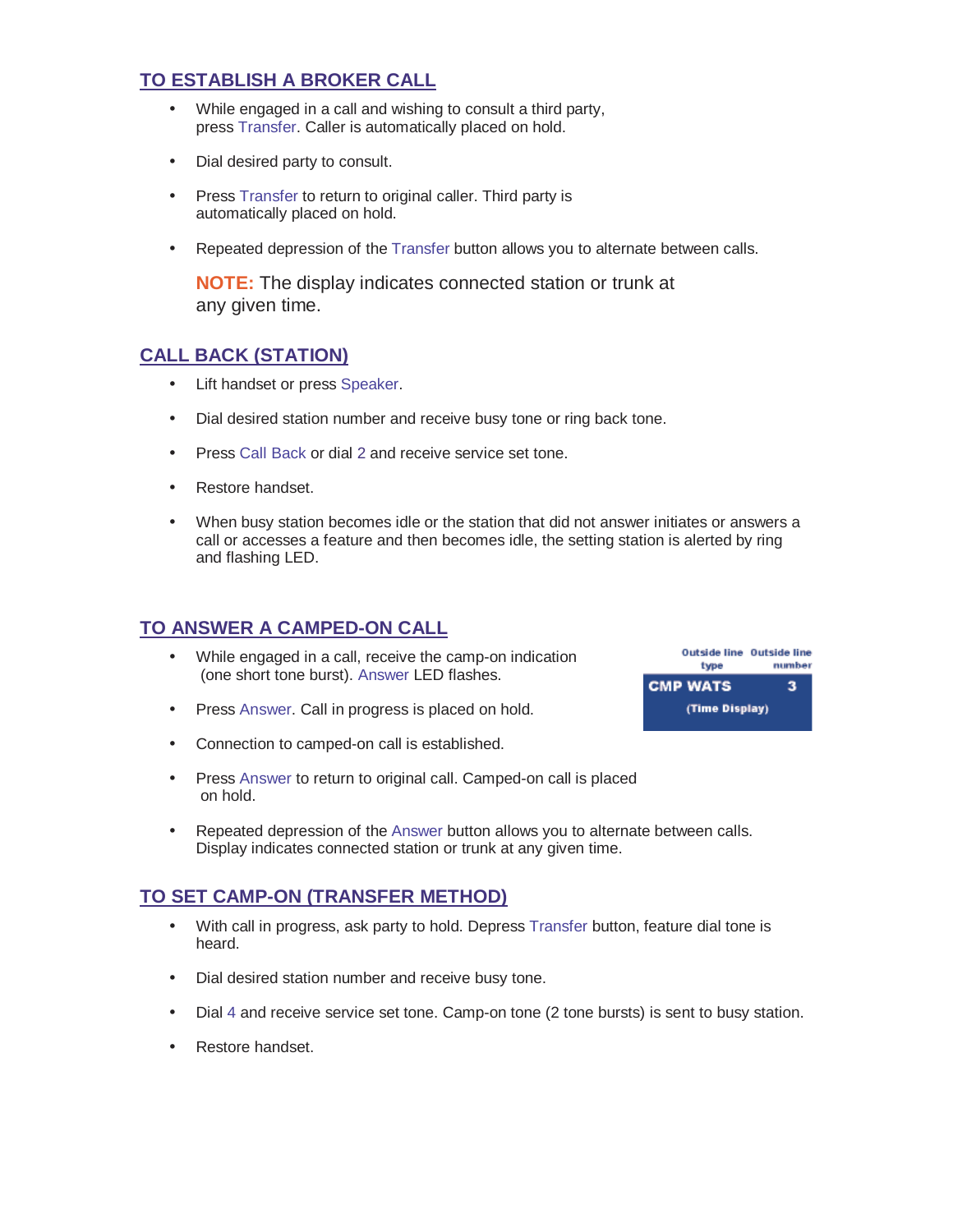## TO ESTABLISH A BROKER CALL

- While engaged in a call and wishing to consult a third party, press Transfer. Caller is automatically placed on hold.
- Dial desired party to consult.
- Press Transfer to return to original caller. Third party is automatically placed on hold.
- Repeated depression of the Transfer button allows you to alternate between calls.

**NOTE:** The display indicates connected station or trunk at any given time.

## CALL BACK (STATION)

- Lift handset or press Speaker.
- Dial desired station number and receive busy tone or ring back tone.
- Press Call Back or dial 2 and receive service set tone.
- Restore handset.
- When busy station becomes idle or the station that did not answer initiates or answers a call or accesses a feature and then becomes idle, the setting station is alerted by ring and flashing LED.

## TO ANSWER A CAMPED-ON CALL

- While engaged in a call, receive the camp-on indication (one short tone burst). Answer LED flashes.
- Press Answer. Call in progress is placed on hold.
- Connection to camped-on call is established.
- Press Answer to return to original call. Camped-on call is placed on hold.
- Repeated depression of the Answer button allows you to alternate between calls. Display indicates connected station or trunk at any given time.

| Outside line type | Outside line number |
|---|---|
| CMP WATS | 3 |
| (Time Display) | |

## TO SET CAMP-ON (TRANSFER METHOD)

- With call in progress, ask party to hold. Depress Transfer button, feature dial tone is heard.
- Dial desired station number and receive busy tone.
- Dial 4 and receive service set tone. Camp-on tone (2 tone bursts) is sent to busy station.
- Restore handset.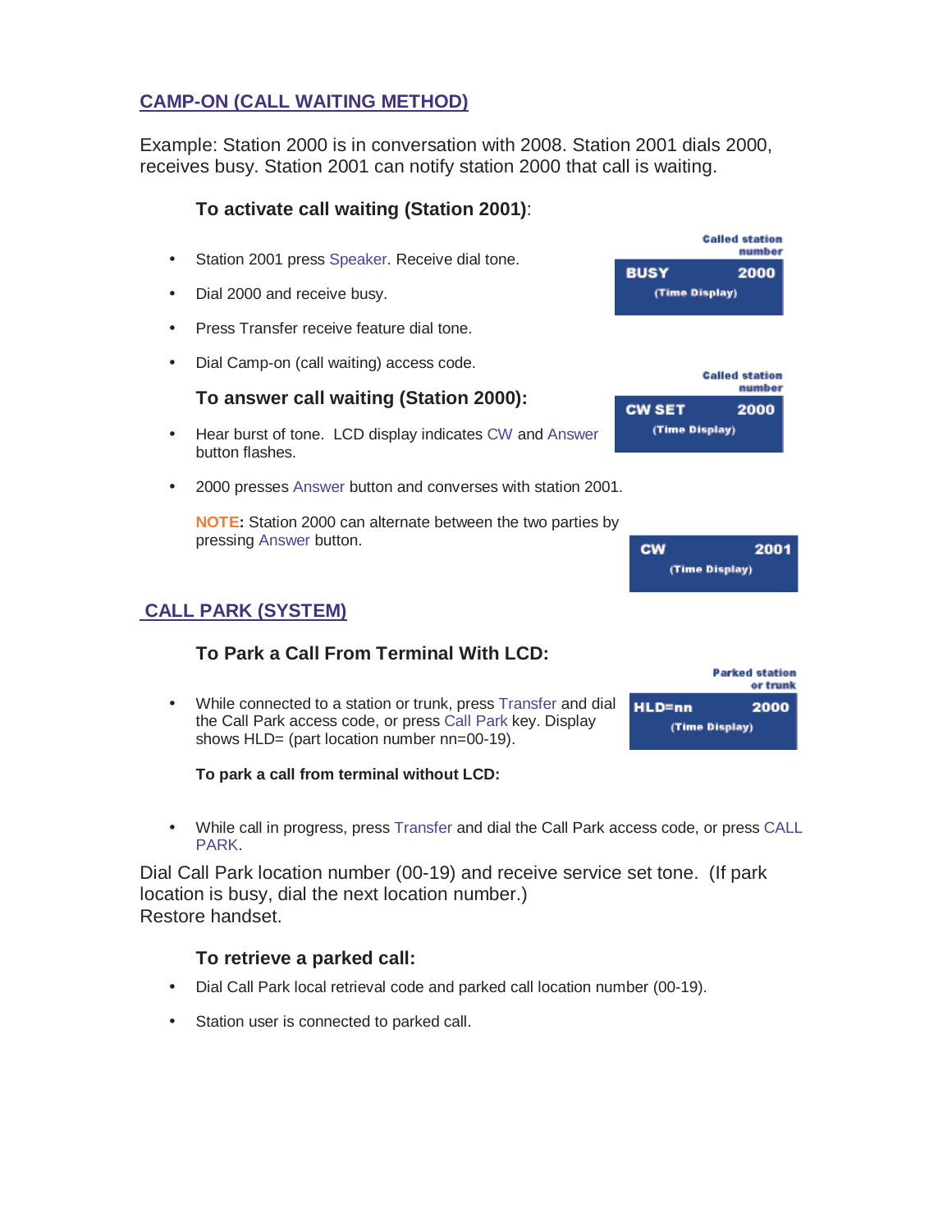## CAMP-ON (CALL WAITING METHOD)

Example: Station 2000 is in conversation with 2008. Station 2001 dials 2000, receives busy. Station 2001 can notify station 2000 that call is waiting.

### To activate call waiting (Station 2001):

- Station 2001 press Speaker. Receive dial tone.
- Dial 2000 and receive busy.
- Press Transfer receive feature dial tone.
- Dial Camp-on (call waiting) access code.

Called station number

BUSY 2000
(Time Display)

Called station number

CW SET 2000
(Time Display)

### To answer call waiting (Station 2000):

- Hear burst of tone. LCD display indicates CW and Answer button flashes.
- 2000 presses Answer button and converses with station 2001.

**NOTE:** Station 2000 can alternate between the two parties by pressing Answer button.

CW 2001
(Time Display)

## CALL PARK (SYSTEM)

### To Park a Call From Terminal With LCD:

- While connected to a station or trunk, press Transfer and dial the Call Park access code, or press Call Park key. Display shows HLD= (part location number nn=00-19).

Parked station or trunk

HLD=nn 2000
(Time Display)

**To park a call from terminal without LCD:**

- While call in progress, press Transfer and dial the Call Park access code, or press CALL PARK.

Dial Call Park location number (00-19) and receive service set tone. (If park location is busy, dial the next location number.)
Restore handset.

### To retrieve a parked call:

- Dial Call Park local retrieval code and parked call location number (00-19).
- Station user is connected to parked call.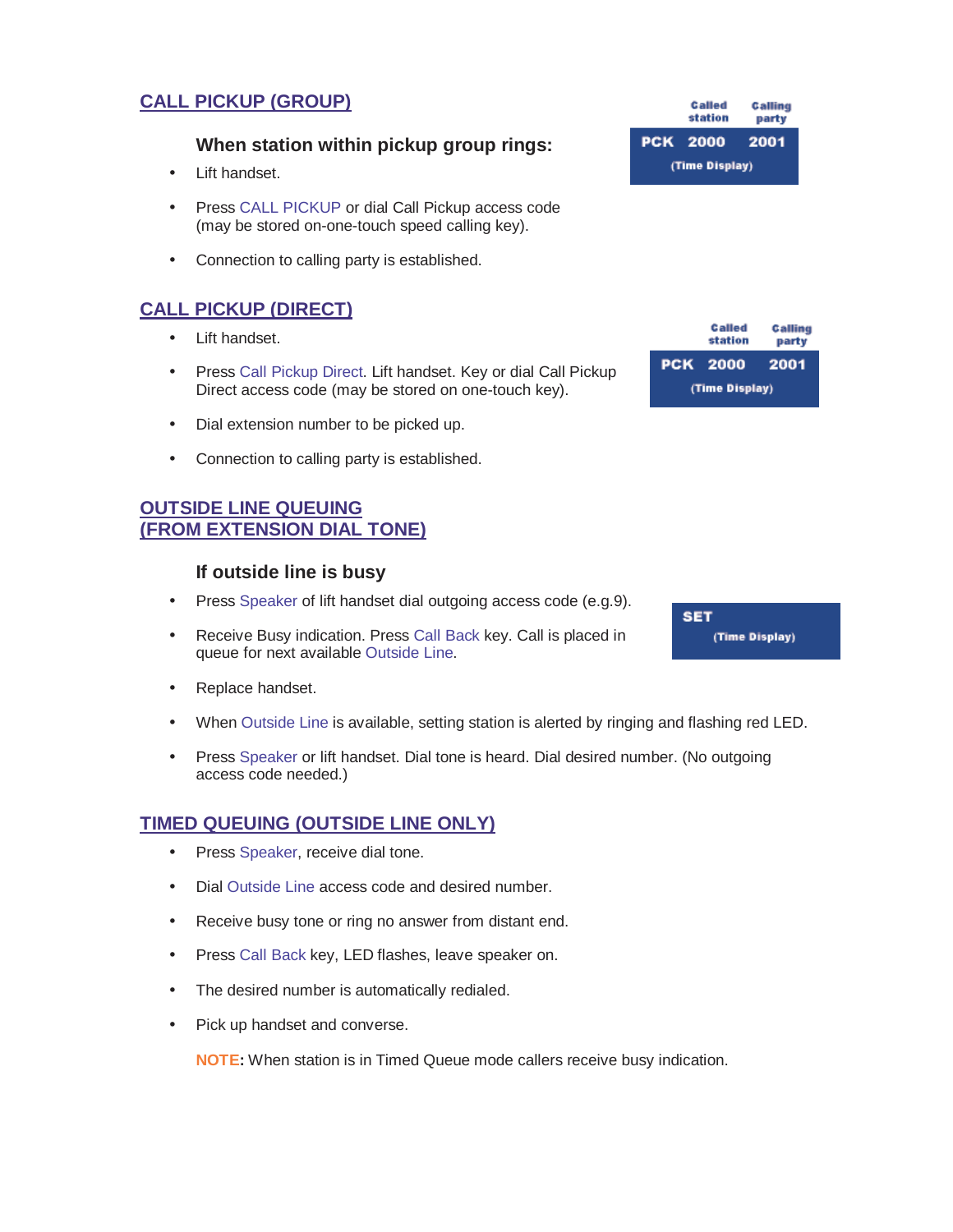## CALL PICKUP (GROUP)

### When station within pickup group rings:

| | Called station | Calling party |
|---|---|---|
| PCK | 2000 | 2001 |
| (Time Display) | | |

- Lift handset.
- Press CALL PICKUP or dial Call Pickup access code (may be stored on-one-touch speed calling key).
- Connection to calling party is established.

## CALL PICKUP (DIRECT)

| | Called station | Calling party |
|---|---|---|
| PCK | 2000 | 2001 |
| (Time Display) | | |

- Lift handset.
- Press Call Pickup Direct. Lift handset. Key or dial Call Pickup Direct access code (may be stored on one-touch key).
- Dial extension number to be picked up.
- Connection to calling party is established.

## OUTSIDE LINE QUEUING (FROM EXTENSION DIAL TONE)

### If outside line is busy

SET
(Time Display)

- Press Speaker of lift handset dial outgoing access code (e.g.9).
- Receive Busy indication. Press Call Back key. Call is placed in queue for next available Outside Line.
- Replace handset.
- When Outside Line is available, setting station is alerted by ringing and flashing red LED.
- Press Speaker or lift handset. Dial tone is heard. Dial desired number. (No outgoing access code needed.)

## TIMED QUEUING (OUTSIDE LINE ONLY)

- Press Speaker, receive dial tone.
- Dial Outside Line access code and desired number.
- Receive busy tone or ring no answer from distant end.
- Press Call Back key, LED flashes, leave speaker on.
- The desired number is automatically redialed.
- Pick up handset and converse.

**NOTE:** When station is in Timed Queue mode callers receive busy indication.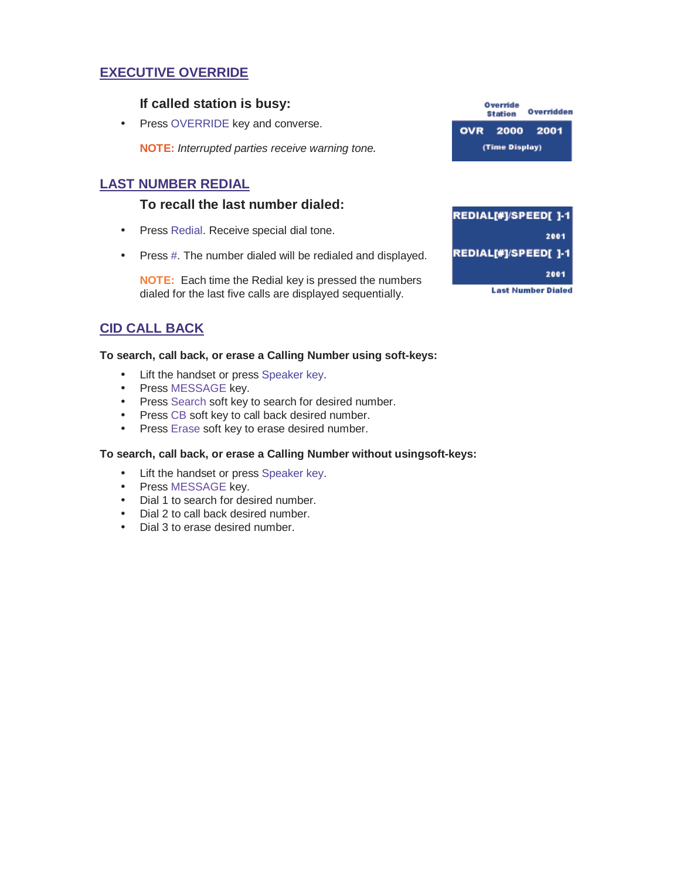## EXECUTIVE OVERRIDE

### If called station is busy:

- Press OVERRIDE key and converse.

**NOTE:** *Interrupted parties receive warning tone.*

Override Station Overridden

OVR 2000 2001

(Time Display)

## LAST NUMBER REDIAL

### To recall the last number dialed:

- Press Redial. Receive special dial tone.
- Press #. The number dialed will be redialed and displayed.

**NOTE:** Each time the Redial key is pressed the numbers dialed for the last five calls are displayed sequentially.

REDIAL[#]/SPEED[ ]-1

2001

REDIAL[#]/SPEED[ ]-1

2001

Last Number Dialed

## CID CALL BACK

**To search, call back, or erase a Calling Number using soft-keys:**

- Lift the handset or press Speaker key.
- Press MESSAGE key.
- Press Search soft key to search for desired number.
- Press CB soft key to call back desired number.
- Press Erase soft key to erase desired number.

**To search, call back, or erase a Calling Number without usingsoft-keys:**

- Lift the handset or press Speaker key.
- Press MESSAGE key.
- Dial 1 to search for desired number.
- Dial 2 to call back desired number.
- Dial 3 to erase desired number.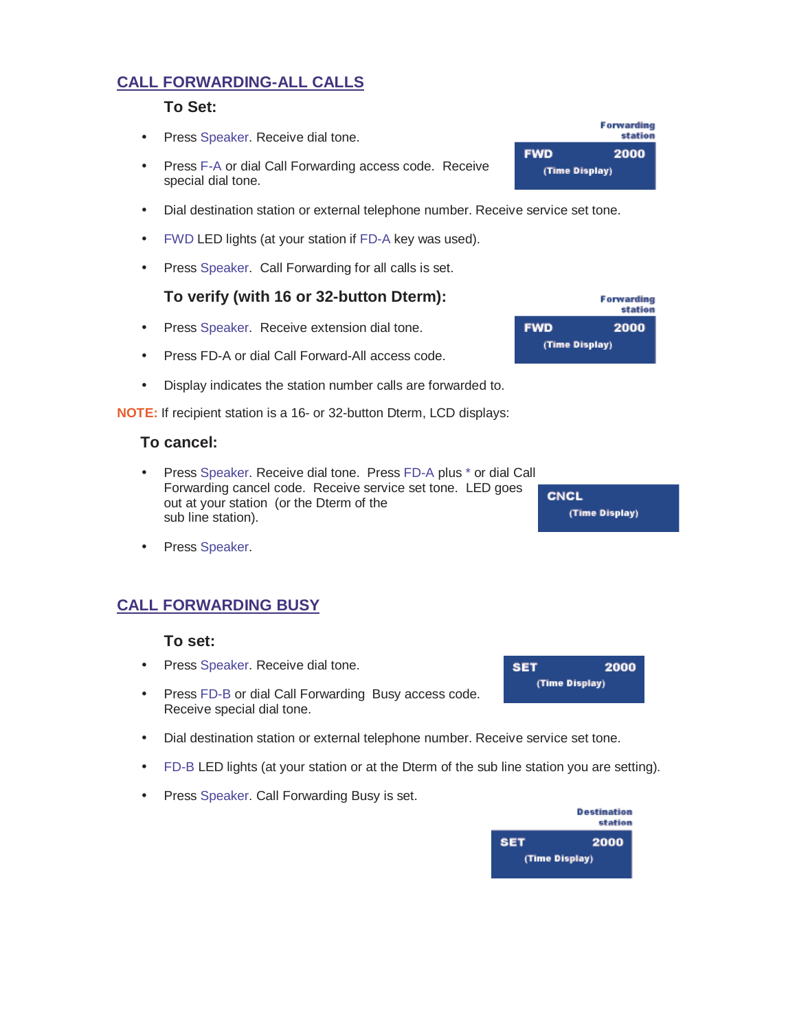## CALL FORWARDING-ALL CALLS

### To Set:

- Press Speaker. Receive dial tone.
- Press F-A or dial Call Forwarding access code. Receive special dial tone.

Forwarding station

FWD 2000
(Time Display)

- Dial destination station or external telephone number. Receive service set tone.
- FWD LED lights (at your station if FD-A key was used).
- Press Speaker. Call Forwarding for all calls is set.

### To verify (with 16 or 32-button Dterm):

- Press Speaker. Receive extension dial tone.
- Press FD-A or dial Call Forward-All access code.

Forwarding station

FWD 2000
(Time Display)

- Display indicates the station number calls are forwarded to.

**NOTE:** If recipient station is a 16- or 32-button Dterm, LCD displays:

### To cancel:

- Press Speaker. Receive dial tone. Press FD-A plus * or dial Call Forwarding cancel code. Receive service set tone. LED goes out at your station (or the Dterm of the sub line station).

CNCL
(Time Display)

- Press Speaker.

## CALL FORWARDING BUSY

### To set:

- Press Speaker. Receive dial tone.
- Press FD-B or dial Call Forwarding Busy access code. Receive special dial tone.

SET 2000
(Time Display)

- Dial destination station or external telephone number. Receive service set tone.
- FD-B LED lights (at your station or at the Dterm of the sub line station you are setting).
- Press Speaker. Call Forwarding Busy is set.

Destination station

SET 2000
(Time Display)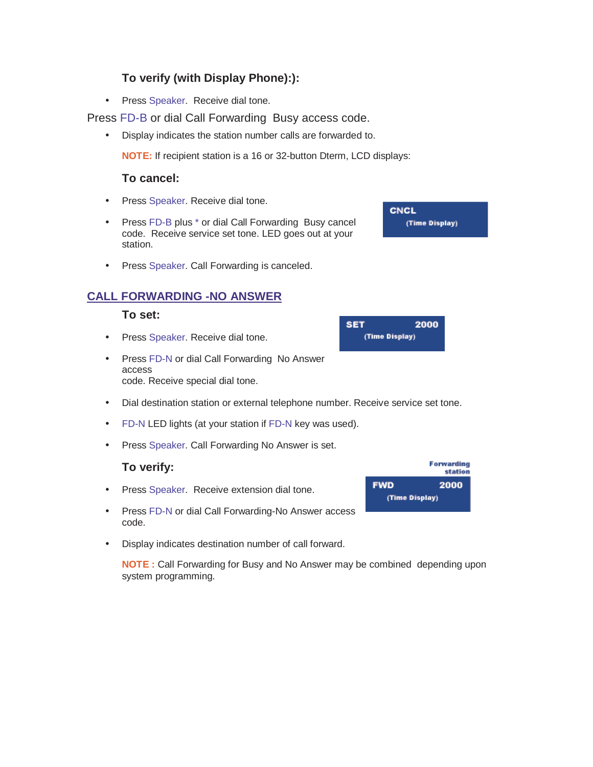**To verify (with Display Phone):):**

- Press Speaker.  Receive dial tone.

Press FD-B or dial Call Forwarding  Busy access code.

- Display indicates the station number calls are forwarded to.

**NOTE:** If recipient station is a 16 or 32-button Dterm, LCD displays:

**To cancel:**

- Press Speaker. Receive dial tone.
- Press FD-B plus * or dial Call Forwarding  Busy cancel code.  Receive service set tone. LED goes out at your station.
- Press Speaker. Call Forwarding is canceled.

CNCL
(Time Display)

## CALL FORWARDING -NO ANSWER

**To set:**

- Press Speaker. Receive dial tone.
- Press FD-N or dial Call Forwarding  No Answer access
  code. Receive special dial tone.
- Dial destination station or external telephone number. Receive service set tone.
- FD-N LED lights (at your station if FD-N key was used).
- Press Speaker. Call Forwarding No Answer is set.

SET 2000
(Time Display)

**To verify:**

- Press Speaker.  Receive extension dial tone.
- Press FD-N or dial Call Forwarding-No Answer access code.
- Display indicates destination number of call forward.

Forwarding station
FWD 2000
(Time Display)

**NOTE :** Call Forwarding for Busy and No Answer may be combined  depending upon system programming.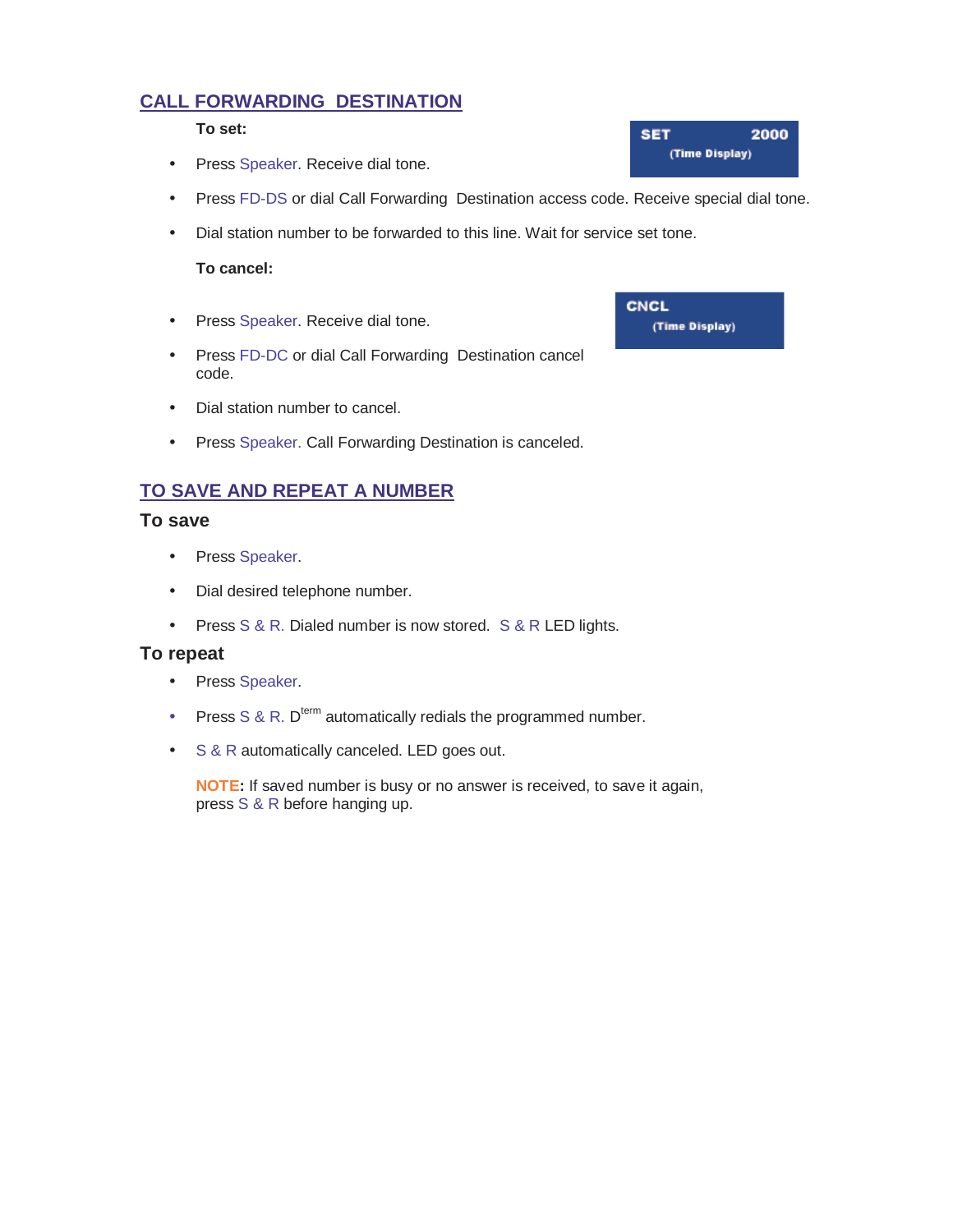## CALL FORWARDING DESTINATION

**To set:**

SET 2000
(Time Display)

- Press Speaker. Receive dial tone.
- Press FD-DS or dial Call Forwarding Destination access code. Receive special dial tone.
- Dial station number to be forwarded to this line. Wait for service set tone.

**To cancel:**

CNCL
(Time Display)

- Press Speaker. Receive dial tone.
- Press FD-DC or dial Call Forwarding Destination cancel code.
- Dial station number to cancel.
- Press Speaker. Call Forwarding Destination is canceled.

## TO SAVE AND REPEAT A NUMBER

### To save

- Press Speaker.
- Dial desired telephone number.
- Press S & R. Dialed number is now stored. S & R LED lights.

### To repeat

- Press Speaker.
- Press S & R. D[term] automatically redials the programmed number.
- S & R automatically canceled. LED goes out.

**NOTE:** If saved number is busy or no answer is received, to save it again, press S & R before hanging up.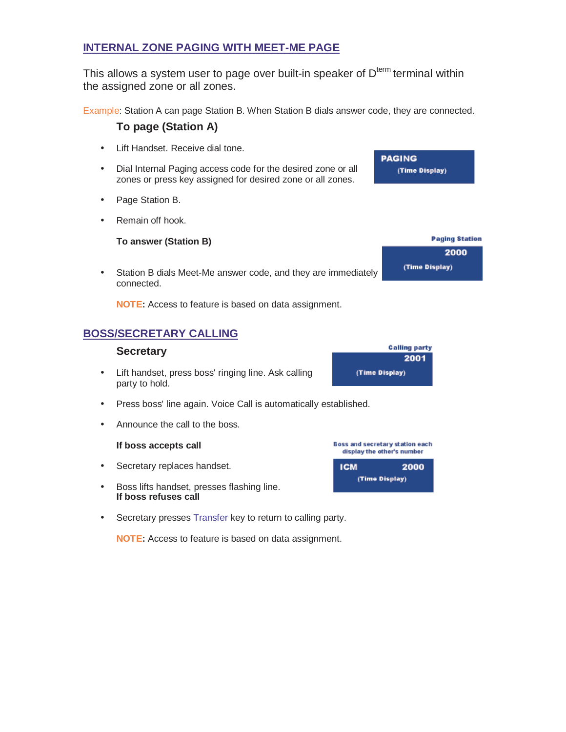## INTERNAL ZONE PAGING WITH MEET-ME PAGE

This allows a system user to page over built-in speaker of D$^{term}$ terminal within the assigned zone or all zones.

Example: Station A can page Station B. When Station B dials answer code, they are connected.

### To page (Station A)

- Lift Handset. Receive dial tone.
- Dial Internal Paging access code for the desired zone or all zones or press key assigned for desired zone or all zones.
- Page Station B.
- Remain off hook.

PAGING
(Time Display)

**To answer (Station B)**

Paging Station
2000
(Time Display)

- Station B dials Meet-Me answer code, and they are immediately connected.

**NOTE:** Access to feature is based on data assignment.

## BOSS/SECRETARY CALLING

### Secretary

- Lift handset, press boss' ringing line. Ask calling party to hold.

Calling party
2001
(Time Display)

- Press boss' line again. Voice Call is automatically established.
- Announce the call to the boss.

**If boss accepts call**

Boss and secretary station each display the other's number

ICM 2000
(Time Display)

- Secretary replaces handset.
- Boss lifts handset, presses flashing line.

**If boss refuses call**

- Secretary presses Transfer key to return to calling party.

**NOTE:** Access to feature is based on data assignment.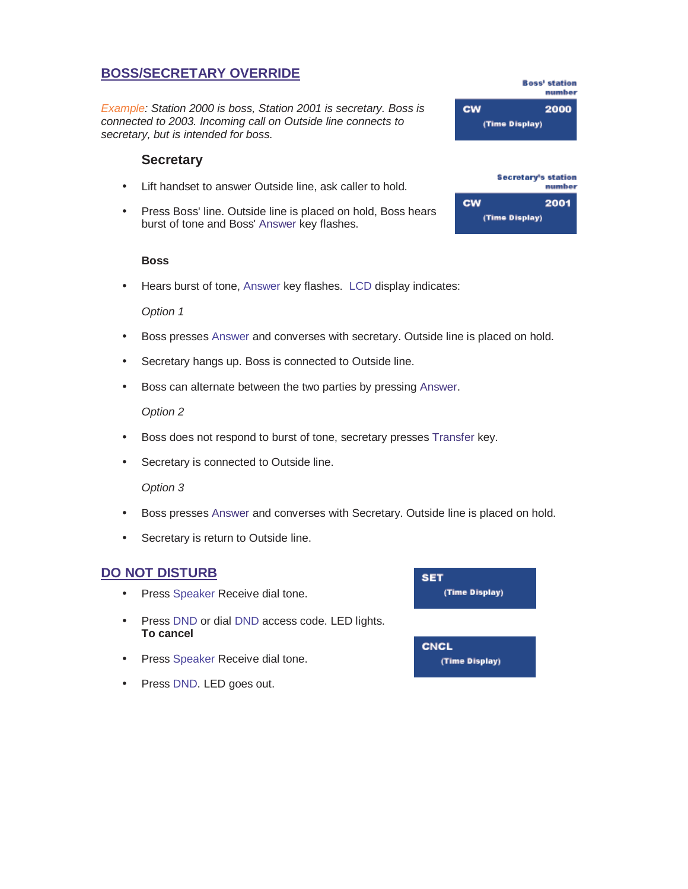## BOSS/SECRETARY OVERRIDE

*Example: Station 2000 is boss, Station 2001 is secretary. Boss is connected to 2003. Incoming call on Outside line connects to secretary, but is intended for boss.*

Boss' station number

CW 2000
(Time Display)

### Secretary

- Lift handset to answer Outside line, ask caller to hold.
- Press Boss' line. Outside line is placed on hold, Boss hears burst of tone and Boss' Answer key flashes.

Secretary's station number

CW 2001
(Time Display)

**Boss**

- Hears burst of tone, Answer key flashes. LCD display indicates:

*Option 1*

- Boss presses Answer and converses with secretary. Outside line is placed on hold.
- Secretary hangs up. Boss is connected to Outside line.
- Boss can alternate between the two parties by pressing Answer.

*Option 2*

- Boss does not respond to burst of tone, secretary presses Transfer key.
- Secretary is connected to Outside line.

*Option 3*

- Boss presses Answer and converses with Secretary. Outside line is placed on hold.
- Secretary is return to Outside line.

## DO NOT DISTURB

- Press Speaker Receive dial tone.
- Press DND or dial DND access code. LED lights.

SET
(Time Display)

**To cancel**

- Press Speaker Receive dial tone.
- Press DND. LED goes out.

CNCL
(Time Display)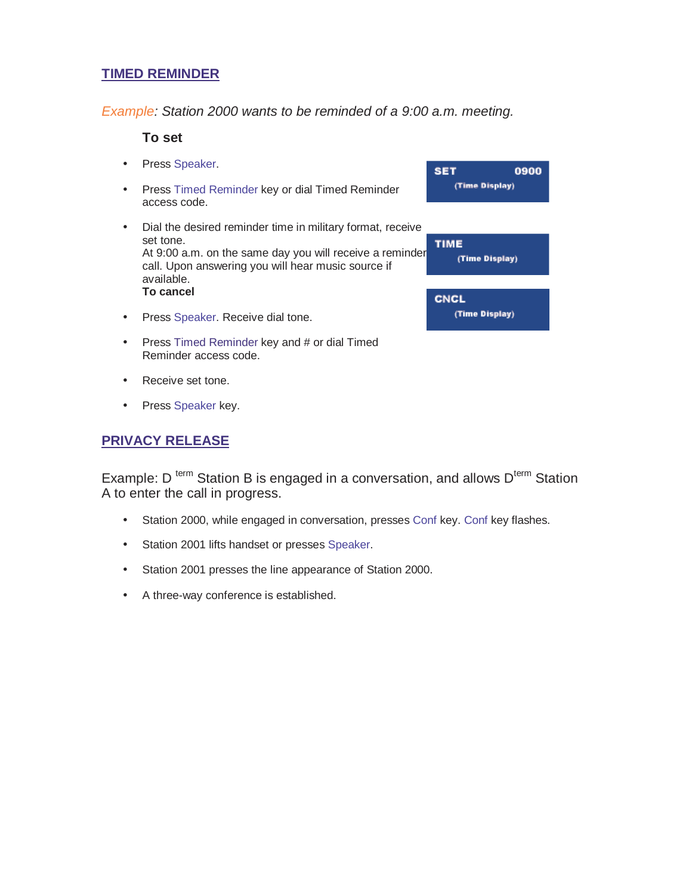## TIMED REMINDER

*Example: Station 2000 wants to be reminded of a 9:00 a.m. meeting.*

**To set**

- Press Speaker.
- Press Timed Reminder key or dial Timed Reminder access code.
- Dial the desired reminder time in military format, receive set tone.
  At 9:00 a.m. on the same day you will receive a reminder call. Upon answering you will hear music source if available.

**To cancel**

- Press Speaker. Receive dial tone.
- Press Timed Reminder key and # or dial Timed Reminder access code.
- Receive set tone.
- Press Speaker key.

SET 0900
(Time Display)

TIME
(Time Display)

CNCL
(Time Display)

## PRIVACY RELEASE

Example: D $^{term}$ Station B is engaged in a conversation, and allows D$^{term}$ Station A to enter the call in progress.

- Station 2000, while engaged in conversation, presses Conf key. Conf key flashes.
- Station 2001 lifts handset or presses Speaker.
- Station 2001 presses the line appearance of Station 2000.
- A three-way conference is established.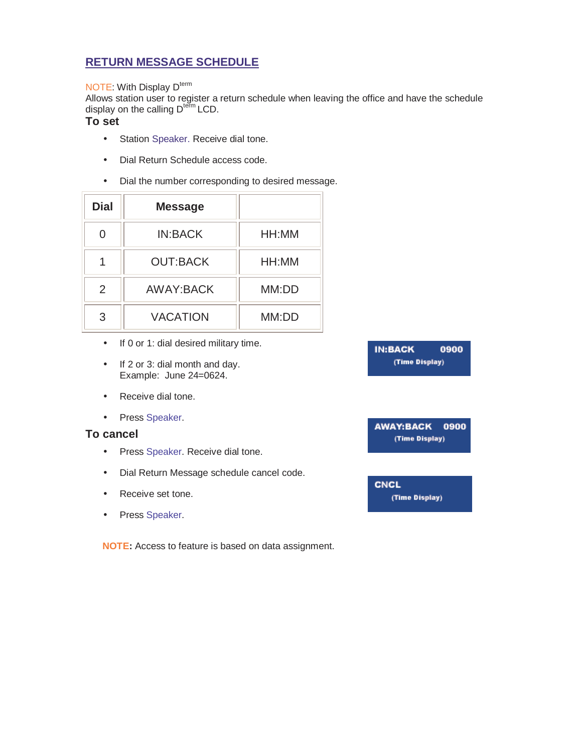## RETURN MESSAGE SCHEDULE

NOTE: With Display D[term]
Allows station user to register a return schedule when leaving the office and have the schedule display on the calling D[term] LCD.

### To set

- Station Speaker. Receive dial tone.
- Dial Return Schedule access code.
- Dial the number corresponding to desired message.

| Dial | Message | |
|---|---|---|
| 0 | IN:BACK | HH:MM |
| 1 | OUT:BACK | HH:MM |
| 2 | AWAY:BACK | MM:DD |
| 3 | VACATION | MM:DD |

- If 0 or 1: dial desired military time.
- If 2 or 3: dial month and day.
  Example: June 24=0624.
- Receive dial tone.
- Press Speaker.

IN:BACK 0900
(Time Display)

AWAY:BACK 0900
(Time Display)

### To cancel

- Press Speaker. Receive dial tone.
- Dial Return Message schedule cancel code.
- Receive set tone.
- Press Speaker.

CNCL
(Time Display)

**NOTE:** Access to feature is based on data assignment.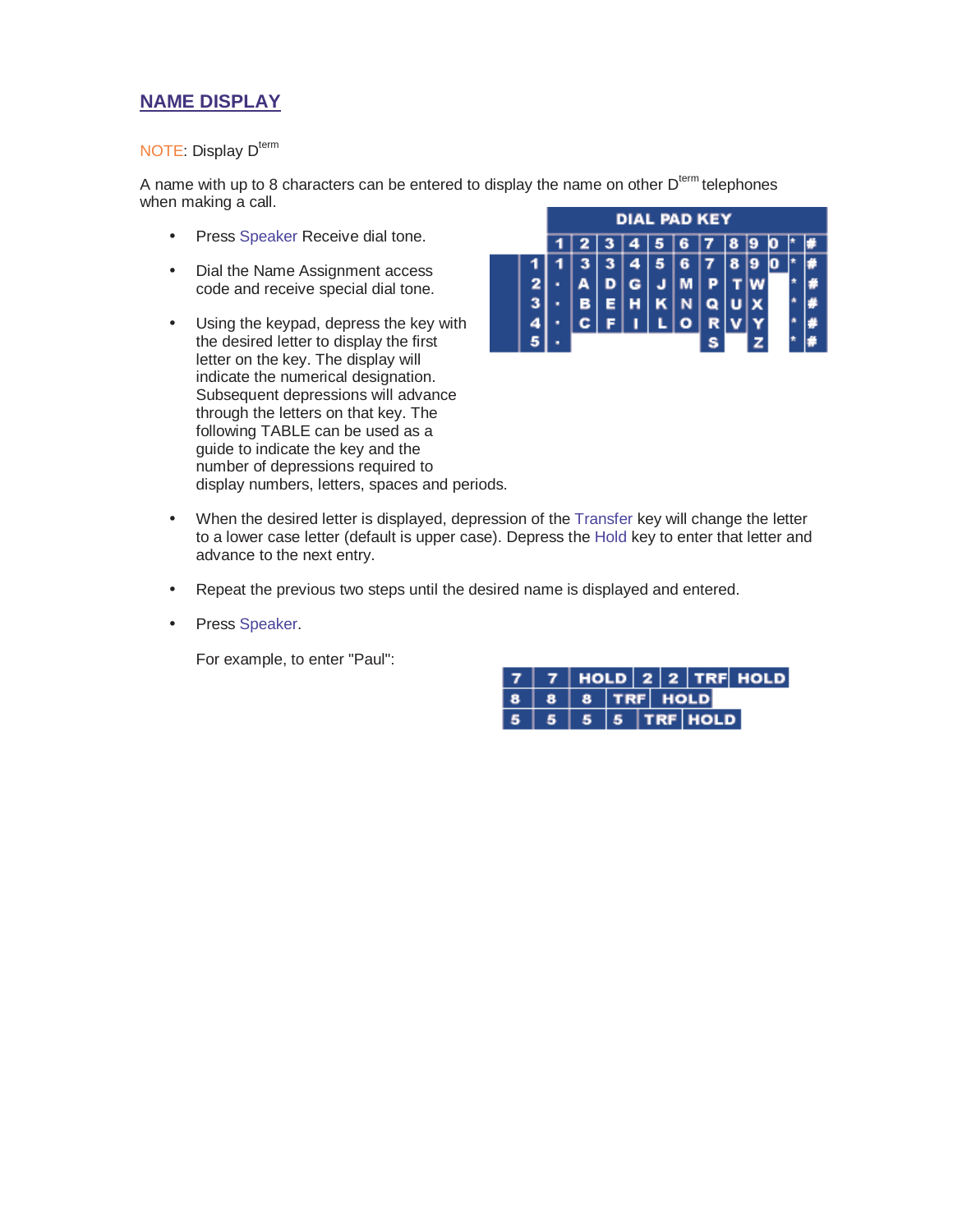## NAME DISPLAY

NOTE: Display D[term]

A name with up to 8 characters can be entered to display the name on other D[term] telephones when making a call.

- Press Speaker Receive dial tone.
- Dial the Name Assignment access code and receive special dial tone.
- Using the keypad, depress the key with the desired letter to display the first letter on the key. The display will indicate the numerical designation. Subsequent depressions will advance through the letters on that key. The following TABLE can be used as a guide to indicate the key and the number of depressions required to display numbers, letters, spaces and periods.

| | DIAL PAD KEY | | | | | | | | | | | |
|---|---|---|---|---|---|---|---|---|---|---|---|---|
| | 1 | 2 | 3 | 4 | 5 | 6 | 7 | 8 | 9 | 0 | * | # |
| 1 | 1 | 3 | 3 | 4 | 5 | 6 | 7 | 8 | 9 | 0 | * | # |
| 2 | · | A | D | G | J | M | P | T | W | | * | # |
| 3 | · | B | E | H | K | N | Q | U | X | | * | # |
| 4 | · | C | F | I | L | O | R | V | Y | | * | # |
| 5 | · | | | | | | S | | Z | | * | # |

- When the desired letter is displayed, depression of the Transfer key will change the letter to a lower case letter (default is upper case). Depress the Hold key to enter that letter and advance to the next entry.
- Repeat the previous two steps until the desired name is displayed and entered.
- Press Speaker.

For example, to enter "Paul":

| | | | | | | |
|---|---|---|---|---|---|---|
| 7 | 7 | HOLD | 2 | 2 | TRF | HOLD |
| 8 | 8 | 8 | TRF | HOLD | | |
| 5 | 5 | 5 | 5 | TRF | HOLD | |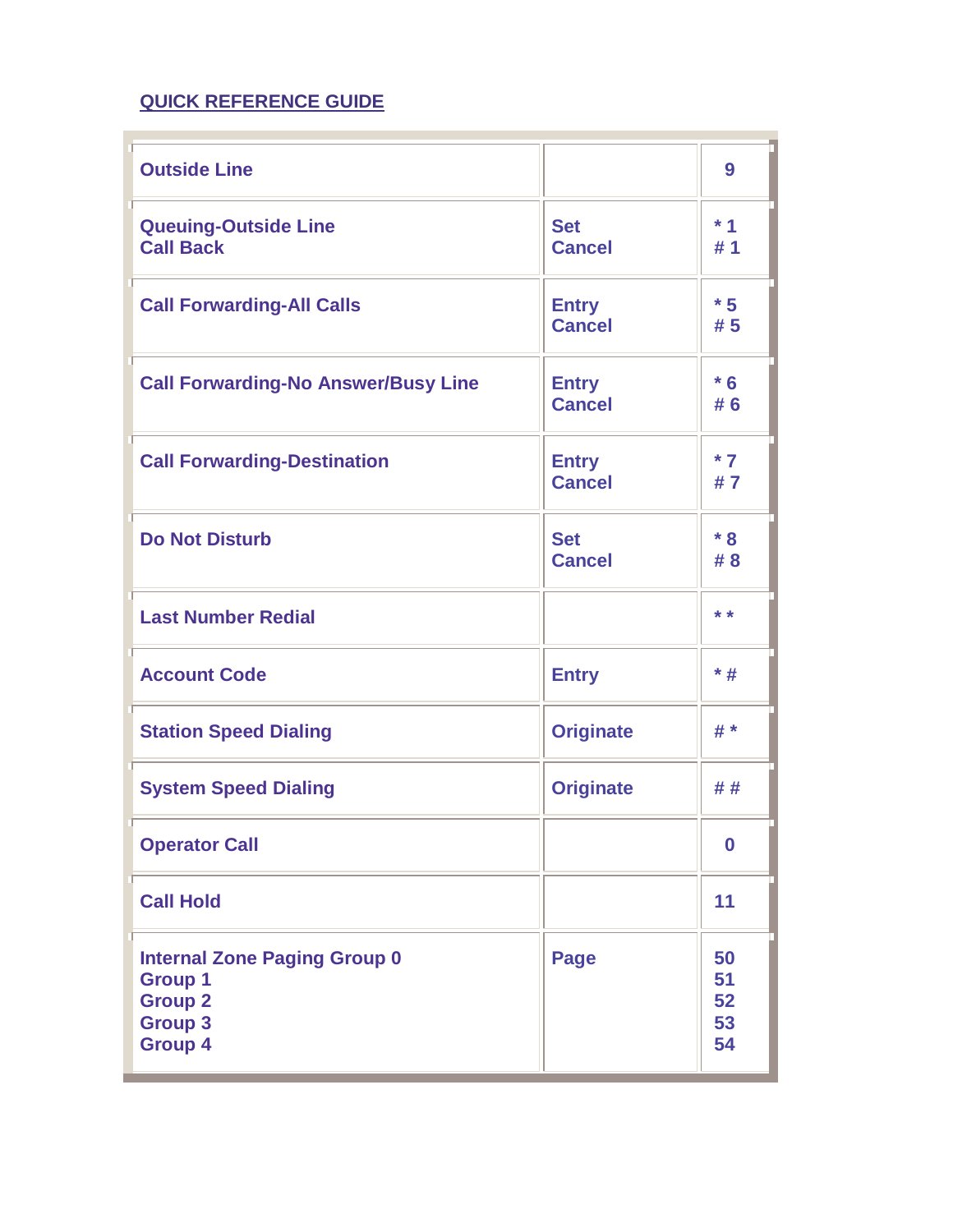## QUICK REFERENCE GUIDE

| | | |
|---|---|---|
| **Outside Line** | | **9** |
| **Queuing-Outside Line**<br>**Call Back** | **Set**<br>**Cancel** | **\* 1**<br>**# 1** |
| **Call Forwarding-All Calls** | **Entry**<br>**Cancel** | **\* 5**<br>**# 5** |
| **Call Forwarding-No Answer/Busy Line** | **Entry**<br>**Cancel** | **\* 6**<br>**# 6** |
| **Call Forwarding-Destination** | **Entry**<br>**Cancel** | **\* 7**<br>**# 7** |
| **Do Not Disturb** | **Set**<br>**Cancel** | **\* 8**<br>**# 8** |
| **Last Number Redial** | | **\* \*** |
| **Account Code** | **Entry** | **\* #** |
| **Station Speed Dialing** | **Originate** | **# \*** |
| **System Speed Dialing** | **Originate** | **# #** |
| **Operator Call** | | **0** |
| **Call Hold** | | **11** |
| **Internal Zone Paging Group 0**<br>**Group 1**<br>**Group 2**<br>**Group 3**<br>**Group 4** | **Page** | **50**<br>**51**<br>**52**<br>**53**<br>**54** |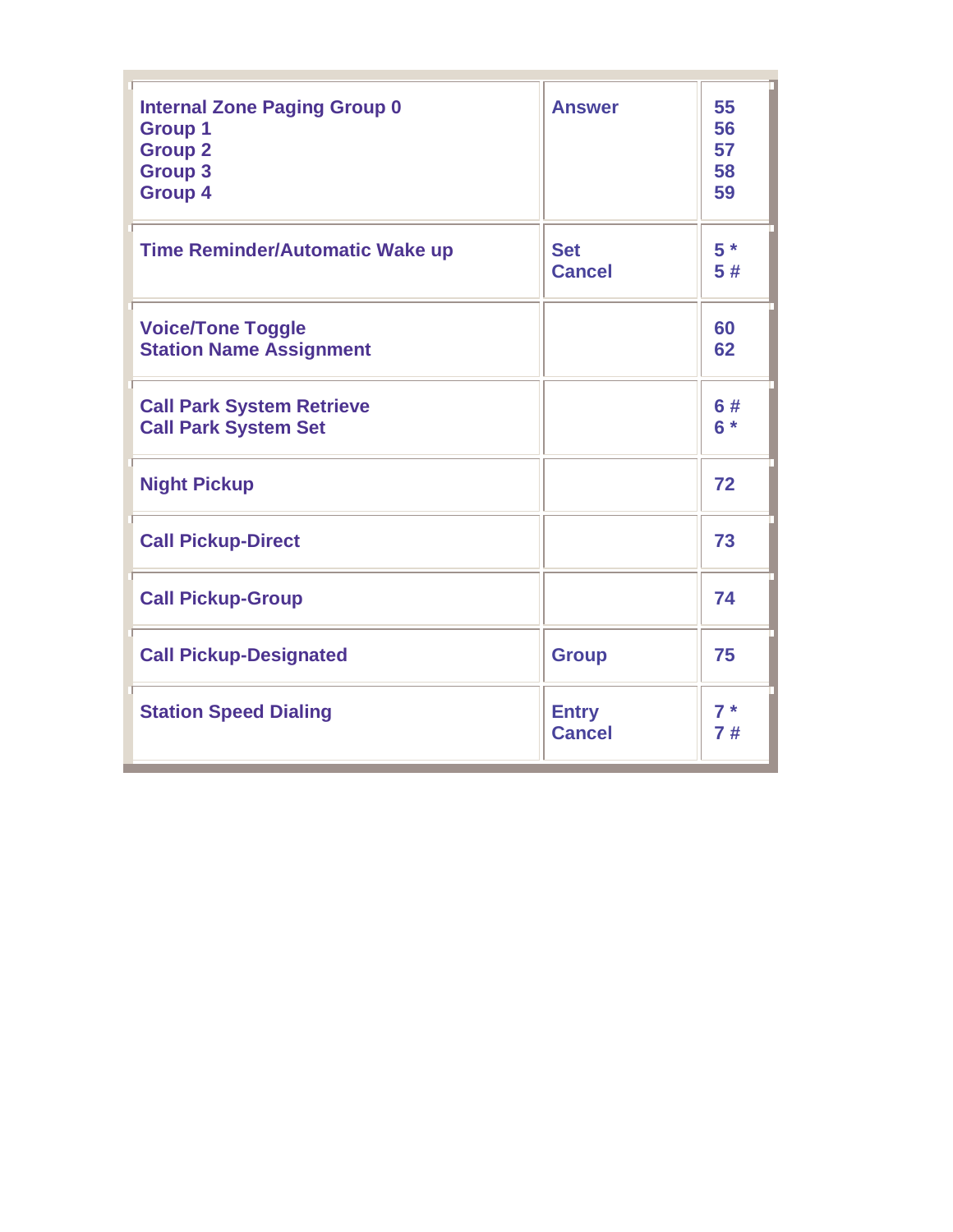| | | |
|---|---|---|
| Internal Zone Paging Group 0<br>Group 1<br>Group 2<br>Group 3<br>Group 4 | Answer | 55<br>56<br>57<br>58<br>59 |
| Time Reminder/Automatic Wake up | Set<br>Cancel | 5 *<br>5 # |
| Voice/Tone Toggle<br>Station Name Assignment | | 60<br>62 |
| Call Park System Retrieve<br>Call Park System Set | | 6 #<br>6 * |
| Night Pickup | | 72 |
| Call Pickup-Direct | | 73 |
| Call Pickup-Group | | 74 |
| Call Pickup-Designated | Group | 75 |
| Station Speed Dialing | Entry<br>Cancel | 7 *<br>7 # |